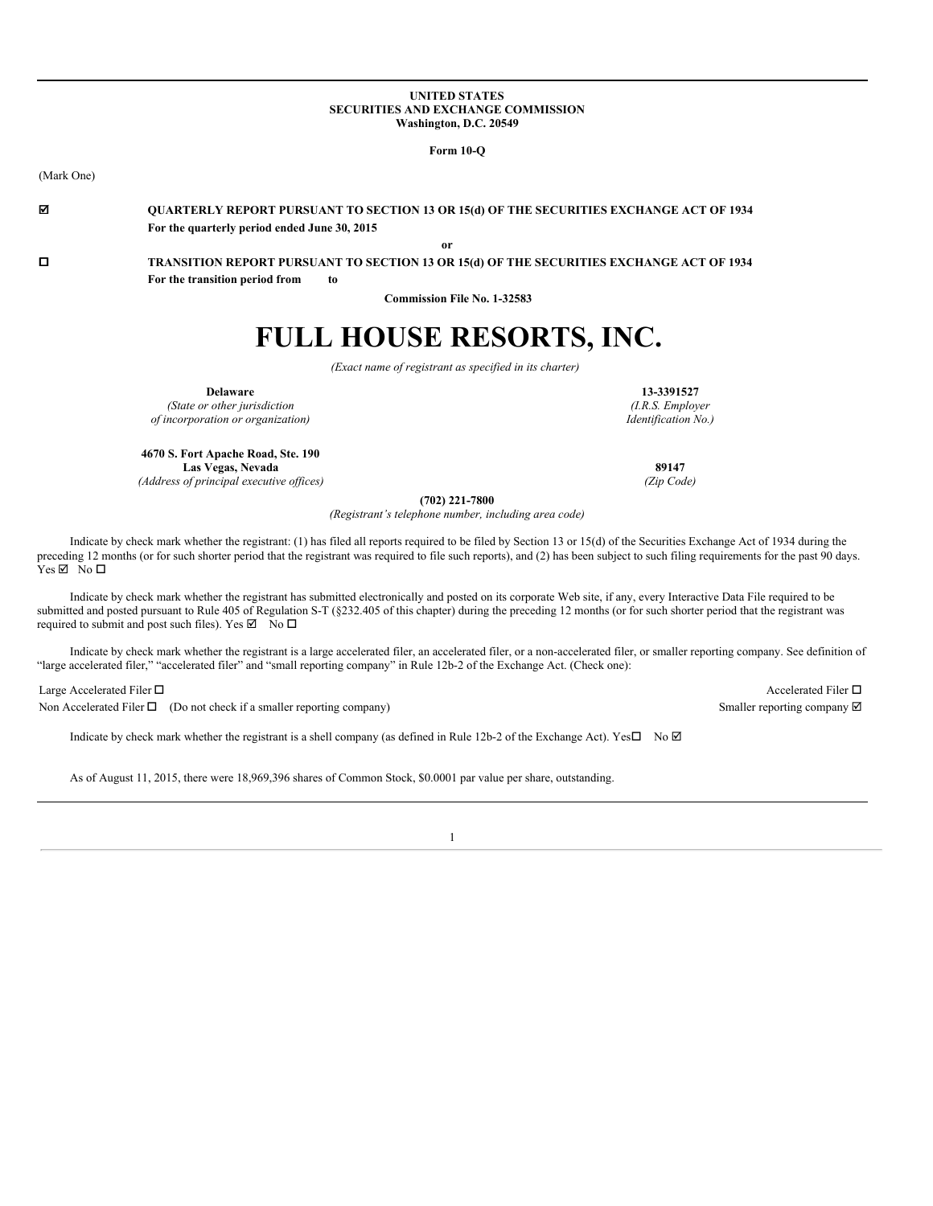**UNITED STATES**
**SECURITIES AND EXCHANGE COMMISSION**
**Washington, D.C. 20549**

**Form 10-Q**

(Mark One)

☑ **QUARTERLY REPORT PURSUANT TO SECTION 13 OR 15(d) OF THE SECURITIES EXCHANGE ACT OF 1934**
**For the quarterly period ended June 30, 2015**

**or**

☐ **TRANSITION REPORT PURSUANT TO SECTION 13 OR 15(d) OF THE SECURITIES EXCHANGE ACT OF 1934**
**For the transition period from to**

**Commission File No. 1-32583**

# FULL HOUSE RESORTS, INC.

*(Exact name of registrant as specified in its charter)*

| **Delaware** | **13-3391527** |
|---|---|
| *(State or other jurisdiction of incorporation or organization)* | *(I.R.S. Employer Identification No.)* |
| **4670 S. Fort Apache Road, Ste. 190 Las Vegas, Nevada** | **89147** |
| *(Address of principal executive offices)* | *(Zip Code)* |

**(702) 221-7800**
*(Registrant's telephone number, including area code)*

Indicate by check mark whether the registrant: (1) has filed all reports required to be filed by Section 13 or 15(d) of the Securities Exchange Act of 1934 during the preceding 12 months (or for such shorter period that the registrant was required to file such reports), and (2) has been subject to such filing requirements for the past 90 days. Yes ☑ No ☐

Indicate by check mark whether the registrant has submitted electronically and posted on its corporate Web site, if any, every Interactive Data File required to be submitted and posted pursuant to Rule 405 of Regulation S-T (§232.405 of this chapter) during the preceding 12 months (or for such shorter period that the registrant was required to submit and post such files). Yes ☑ No ☐

Indicate by check mark whether the registrant is a large accelerated filer, an accelerated filer, or a non-accelerated filer, or smaller reporting company. See definition of "large accelerated filer," "accelerated filer" and "small reporting company" in Rule 12b-2 of the Exchange Act. (Check one):

Large Accelerated Filer ☐ Accelerated Filer ☐
Non Accelerated Filer ☐ (Do not check if a smaller reporting company) Smaller reporting company ☑

Indicate by check mark whether the registrant is a shell company (as defined in Rule 12b-2 of the Exchange Act). Yes☐ No ☑

As of August 11, 2015, there were 18,969,396 shares of Common Stock, $0.0001 par value per share, outstanding.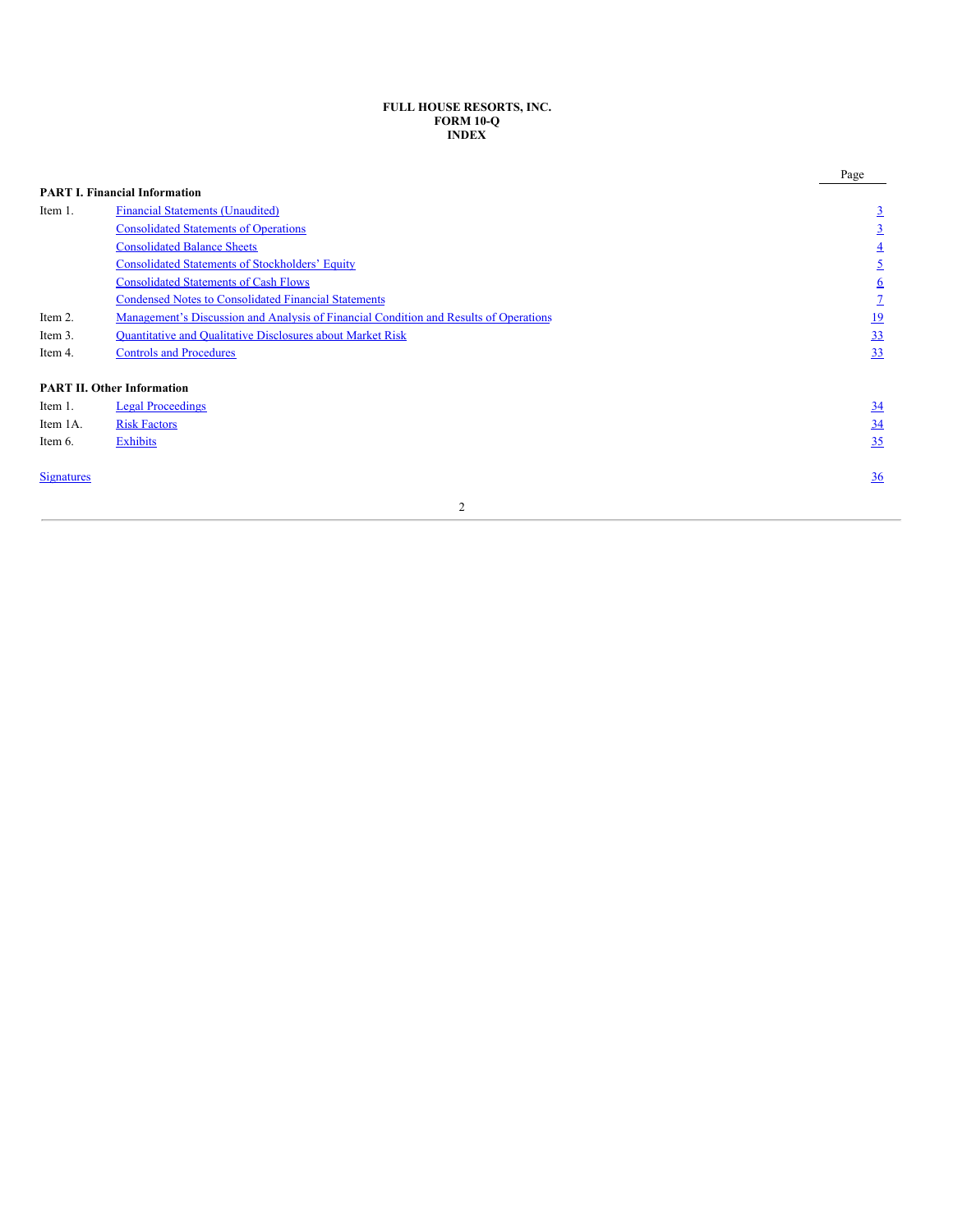**FULL HOUSE RESORTS, INC.**
**FORM 10-Q**
**INDEX**

| | | Page |
|---|---|---|
| **PART I. Financial Information** | | |
| Item 1. | Financial Statements (Unaudited) | 3 |
| | Consolidated Statements of Operations | 3 |
| | Consolidated Balance Sheets | 4 |
| | Consolidated Statements of Stockholders' Equity | 5 |
| | Consolidated Statements of Cash Flows | 6 |
| | Condensed Notes to Consolidated Financial Statements | 7 |
| Item 2. | Management's Discussion and Analysis of Financial Condition and Results of Operations | 19 |
| Item 3. | Quantitative and Qualitative Disclosures about Market Risk | 33 |
| Item 4. | Controls and Procedures | 33 |
| **PART II. Other Information** | | |
| Item 1. | Legal Proceedings | 34 |
| Item 1A. | Risk Factors | 34 |
| Item 6. | Exhibits | 35 |
| Signatures | | 36 |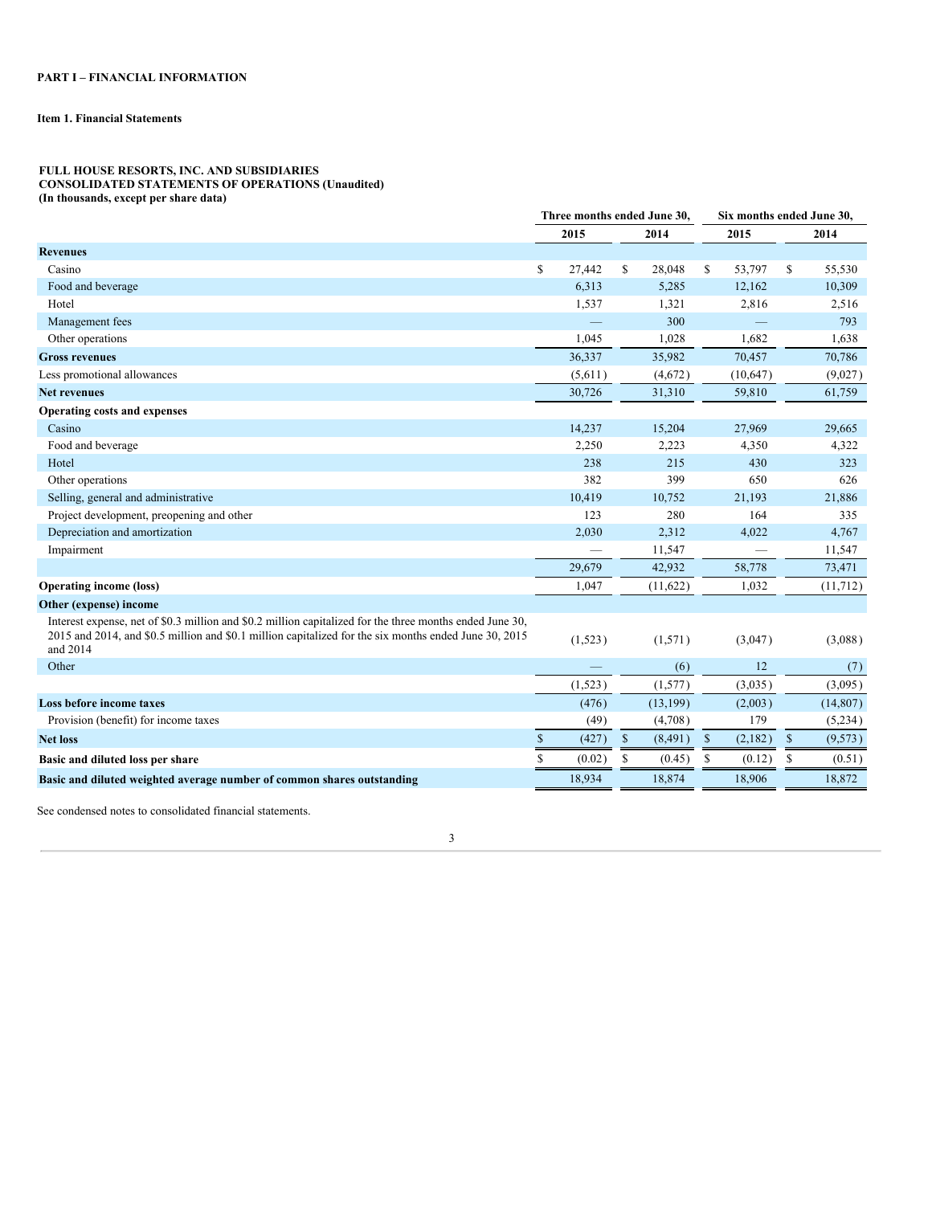**PART I – FINANCIAL INFORMATION**

**Item 1. Financial Statements**

**FULL HOUSE RESORTS, INC. AND SUBSIDIARIES**
**CONSOLIDATED STATEMENTS OF OPERATIONS (Unaudited)**
**(In thousands, except per share data)**

| | Three months ended June 30, | | Six months ended June 30, | |
|---|---|---|---|---|
| | 2015 | 2014 | 2015 | 2014 |
| **Revenues** | | | | |
| Casino | $ 27,442 | $ 28,048 | $ 53,797 | $ 55,530 |
| Food and beverage | 6,313 | 5,285 | 12,162 | 10,309 |
| Hotel | 1,537 | 1,321 | 2,816 | 2,516 |
| Management fees | — | 300 | — | 793 |
| Other operations | 1,045 | 1,028 | 1,682 | 1,638 |
| **Gross revenues** | 36,337 | 35,982 | 70,457 | 70,786 |
| Less promotional allowances | (5,611) | (4,672) | (10,647) | (9,027) |
| **Net revenues** | 30,726 | 31,310 | 59,810 | 61,759 |
| **Operating costs and expenses** | | | | |
| Casino | 14,237 | 15,204 | 27,969 | 29,665 |
| Food and beverage | 2,250 | 2,223 | 4,350 | 4,322 |
| Hotel | 238 | 215 | 430 | 323 |
| Other operations | 382 | 399 | 650 | 626 |
| Selling, general and administrative | 10,419 | 10,752 | 21,193 | 21,886 |
| Project development, preopening and other | 123 | 280 | 164 | 335 |
| Depreciation and amortization | 2,030 | 2,312 | 4,022 | 4,767 |
| Impairment | — | 11,547 | — | 11,547 |
| | 29,679 | 42,932 | 58,778 | 73,471 |
| **Operating income (loss)** | 1,047 | (11,622) | 1,032 | (11,712) |
| **Other (expense) income** | | | | |
| Interest expense, net of $0.3 million and $0.2 million capitalized for the three months ended June 30, 2015 and 2014, and $0.5 million and $0.1 million capitalized for the six months ended June 30, 2015 and 2014 | (1,523) | (1,571) | (3,047) | (3,088) |
| Other | — | (6) | 12 | (7) |
| | (1,523) | (1,577) | (3,035) | (3,095) |
| **Loss before income taxes** | (476) | (13,199) | (2,003) | (14,807) |
| Provision (benefit) for income taxes | (49) | (4,708) | 179 | (5,234) |
| **Net loss** | $ (427) | $ (8,491) | $ (2,182) | $ (9,573) |
| **Basic and diluted loss per share** | $ (0.02) | $ (0.45) | $ (0.12) | $ (0.51) |
| **Basic and diluted weighted average number of common shares outstanding** | 18,934 | 18,874 | 18,906 | 18,872 |

See condensed notes to consolidated financial statements.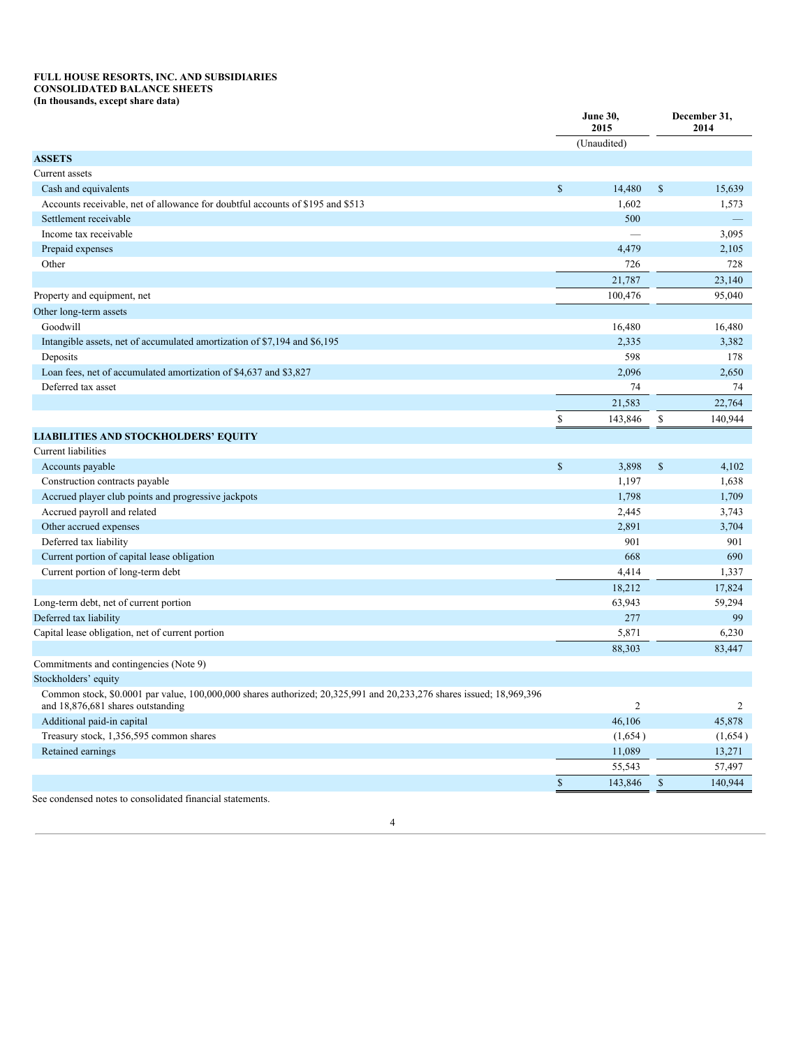**FULL HOUSE RESORTS, INC. AND SUBSIDIARIES**
**CONSOLIDATED BALANCE SHEETS**
**(In thousands, except share data)**

| | June 30, 2015 | December 31, 2014 |
|---|---|---|
| | (Unaudited) | |
| **ASSETS** | | |
| Current assets | | |
| Cash and equivalents | $ 14,480 | $ 15,639 |
| Accounts receivable, net of allowance for doubtful accounts of $195 and $513 | 1,602 | 1,573 |
| Settlement receivable | 500 | — |
| Income tax receivable | — | 3,095 |
| Prepaid expenses | 4,479 | 2,105 |
| Other | 726 | 728 |
| | 21,787 | 23,140 |
| Property and equipment, net | 100,476 | 95,040 |
| Other long-term assets | | |
| Goodwill | 16,480 | 16,480 |
| Intangible assets, net of accumulated amortization of $7,194 and $6,195 | 2,335 | 3,382 |
| Deposits | 598 | 178 |
| Loan fees, net of accumulated amortization of $4,637 and $3,827 | 2,096 | 2,650 |
| Deferred tax asset | 74 | 74 |
| | 21,583 | 22,764 |
| | $ 143,846 | $ 140,944 |
| **LIABILITIES AND STOCKHOLDERS' EQUITY** | | |
| Current liabilities | | |
| Accounts payable | $ 3,898 | $ 4,102 |
| Construction contracts payable | 1,197 | 1,638 |
| Accrued player club points and progressive jackpots | 1,798 | 1,709 |
| Accrued payroll and related | 2,445 | 3,743 |
| Other accrued expenses | 2,891 | 3,704 |
| Deferred tax liability | 901 | 901 |
| Current portion of capital lease obligation | 668 | 690 |
| Current portion of long-term debt | 4,414 | 1,337 |
| | 18,212 | 17,824 |
| Long-term debt, net of current portion | 63,943 | 59,294 |
| Deferred tax liability | 277 | 99 |
| Capital lease obligation, net of current portion | 5,871 | 6,230 |
| | 88,303 | 83,447 |
| Commitments and contingencies (Note 9) | | |
| Stockholders' equity | | |
| Common stock, $0.0001 par value, 100,000,000 shares authorized; 20,325,991 and 20,233,276 shares issued; 18,969,396 and 18,876,681 shares outstanding | 2 | 2 |
| Additional paid-in capital | 46,106 | 45,878 |
| Treasury stock, 1,356,595 common shares | (1,654) | (1,654) |
| Retained earnings | 11,089 | 13,271 |
| | 55,543 | 57,497 |
| | $ 143,846 | $ 140,944 |

See condensed notes to consolidated financial statements.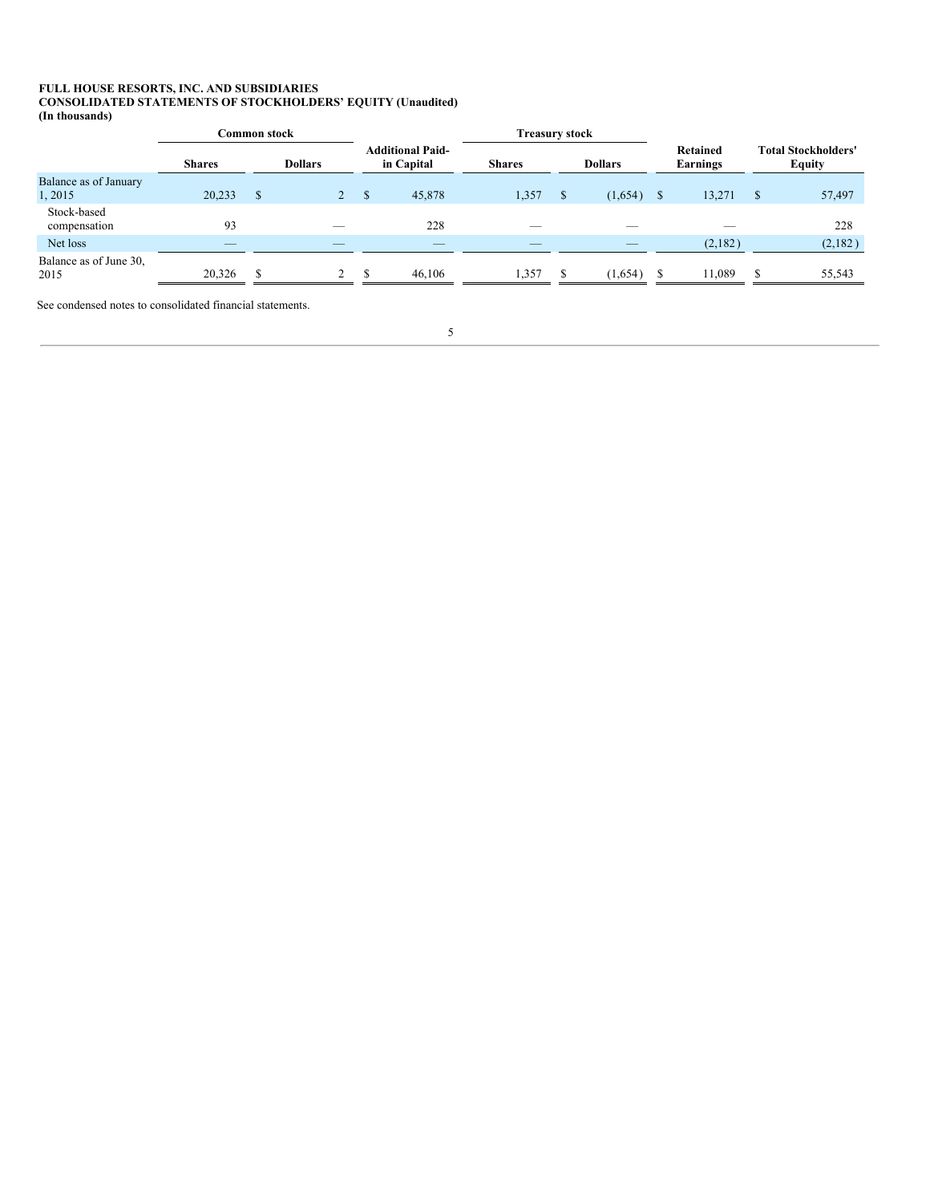**FULL HOUSE RESORTS, INC. AND SUBSIDIARIES**
**CONSOLIDATED STATEMENTS OF STOCKHOLDERS' EQUITY (Unaudited)**
**(In thousands)**

| | Common stock | | Additional Paid-in Capital | Treasury stock | | Retained Earnings | Total Stockholders' Equity |
|---|---|---|---|---|---|---|---|
| | Shares | Dollars | | Shares | Dollars | | |
| Balance as of January 1, 2015 | 20,233 | $ 2 | $ 45,878 | 1,357 | $ (1,654) | $ 13,271 | $ 57,497 |
| Stock-based compensation | 93 | — | 228 | — | — | — | 228 |
| Net loss | — | — | — | — | — | (2,182) | (2,182) |
| Balance as of June 30, 2015 | 20,326 | $ 2 | $ 46,106 | 1,357 | $ (1,654) | $ 11,089 | $ 55,543 |

See condensed notes to consolidated financial statements.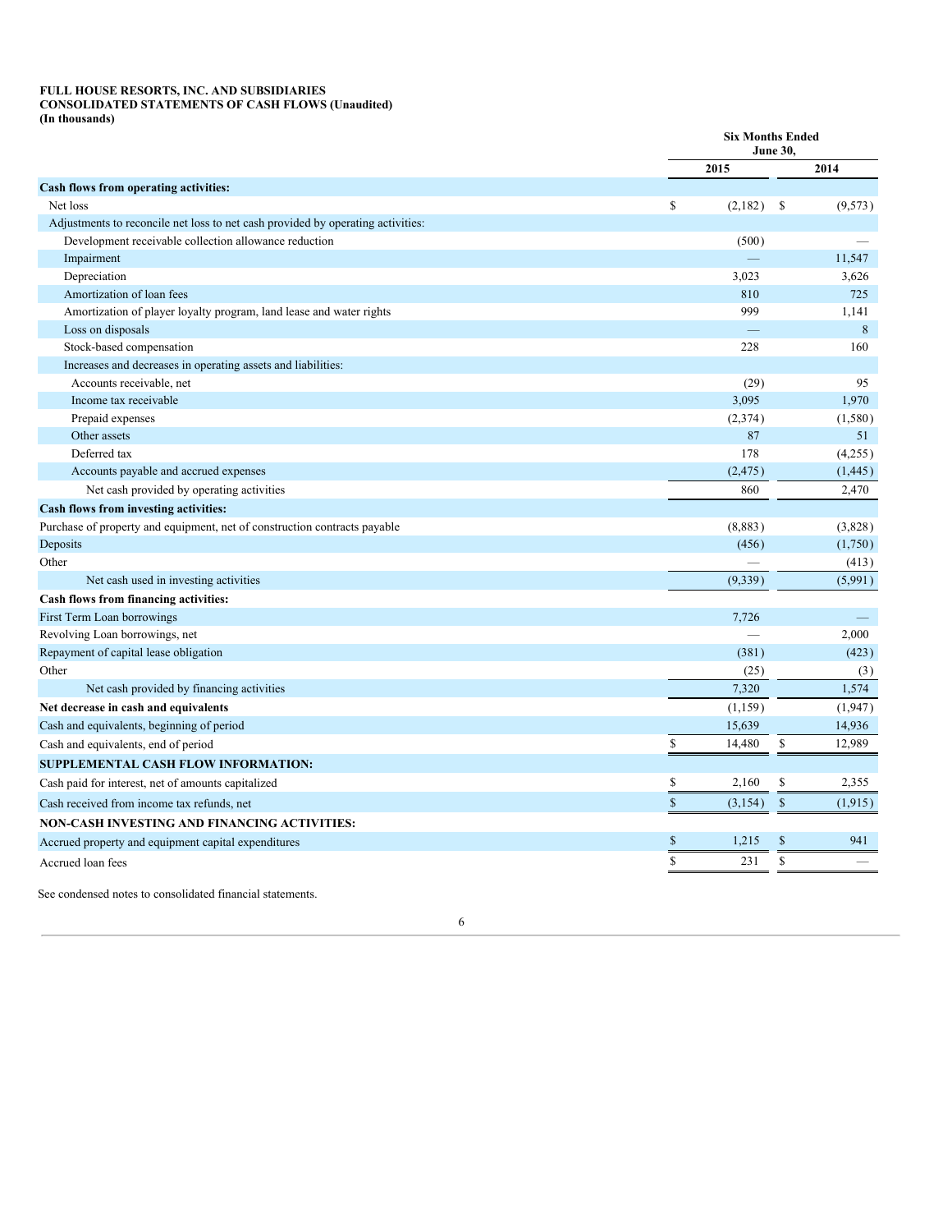**FULL HOUSE RESORTS, INC. AND SUBSIDIARIES**
**CONSOLIDATED STATEMENTS OF CASH FLOWS (Unaudited)**
**(In thousands)**

| | Six Months Ended June 30, | |
|---|---|---|
| | 2015 | 2014 |
| **Cash flows from operating activities:** | | |
| Net loss | $ (2,182) | $ (9,573) |
| Adjustments to reconcile net loss to net cash provided by operating activities: | | |
| Development receivable collection allowance reduction | (500) | — |
| Impairment | — | 11,547 |
| Depreciation | 3,023 | 3,626 |
| Amortization of loan fees | 810 | 725 |
| Amortization of player loyalty program, land lease and water rights | 999 | 1,141 |
| Loss on disposals | — | 8 |
| Stock-based compensation | 228 | 160 |
| Increases and decreases in operating assets and liabilities: | | |
| Accounts receivable, net | (29) | 95 |
| Income tax receivable | 3,095 | 1,970 |
| Prepaid expenses | (2,374) | (1,580) |
| Other assets | 87 | 51 |
| Deferred tax | 178 | (4,255) |
| Accounts payable and accrued expenses | (2,475) | (1,445) |
| Net cash provided by operating activities | 860 | 2,470 |
| **Cash flows from investing activities:** | | |
| Purchase of property and equipment, net of construction contracts payable | (8,883) | (3,828) |
| Deposits | (456) | (1,750) |
| Other | — | (413) |
| Net cash used in investing activities | (9,339) | (5,991) |
| **Cash flows from financing activities:** | | |
| First Term Loan borrowings | 7,726 | — |
| Revolving Loan borrowings, net | — | 2,000 |
| Repayment of capital lease obligation | (381) | (423) |
| Other | (25) | (3) |
| Net cash provided by financing activities | 7,320 | 1,574 |
| **Net decrease in cash and equivalents** | (1,159) | (1,947) |
| Cash and equivalents, beginning of period | 15,639 | 14,936 |
| Cash and equivalents, end of period | $ 14,480 | $ 12,989 |
| **SUPPLEMENTAL CASH FLOW INFORMATION:** | | |
| Cash paid for interest, net of amounts capitalized | $ 2,160 | $ 2,355 |
| Cash received from income tax refunds, net | $ (3,154) | $ (1,915) |
| **NON-CASH INVESTING AND FINANCING ACTIVITIES:** | | |
| Accrued property and equipment capital expenditures | $ 1,215 | $ 941 |
| Accrued loan fees | $ 231 | $ — |

See condensed notes to consolidated financial statements.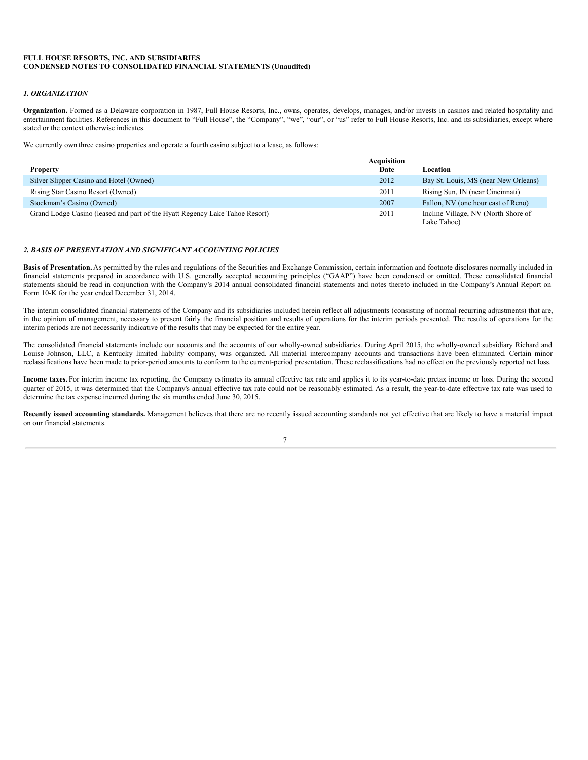**FULL HOUSE RESORTS, INC. AND SUBSIDIARIES**
**CONDENSED NOTES TO CONSOLIDATED FINANCIAL STATEMENTS (Unaudited)**

## *1. ORGANIZATION*

**Organization.** Formed as a Delaware corporation in 1987, Full House Resorts, Inc., owns, operates, develops, manages, and/or invests in casinos and related hospitality and entertainment facilities. References in this document to "Full House", the "Company", "we", "our", or "us" refer to Full House Resorts, Inc. and its subsidiaries, except where stated or the context otherwise indicates.

We currently own three casino properties and operate a fourth casino subject to a lease, as follows:

| Property | Acquisition Date | Location |
| --- | --- | --- |
| Silver Slipper Casino and Hotel (Owned) | 2012 | Bay St. Louis, MS (near New Orleans) |
| Rising Star Casino Resort (Owned) | 2011 | Rising Sun, IN (near Cincinnati) |
| Stockman's Casino (Owned) | 2007 | Fallon, NV (one hour east of Reno) |
| Grand Lodge Casino (leased and part of the Hyatt Regency Lake Tahoe Resort) | 2011 | Incline Village, NV (North Shore of Lake Tahoe) |

## *2. BASIS OF PRESENTATION AND SIGNIFICANT ACCOUNTING POLICIES*

**Basis of Presentation.** As permitted by the rules and regulations of the Securities and Exchange Commission, certain information and footnote disclosures normally included in financial statements prepared in accordance with U.S. generally accepted accounting principles ("GAAP") have been condensed or omitted. These consolidated financial statements should be read in conjunction with the Company's 2014 annual consolidated financial statements and notes thereto included in the Company's Annual Report on Form 10-K for the year ended December 31, 2014.

The interim consolidated financial statements of the Company and its subsidiaries included herein reflect all adjustments (consisting of normal recurring adjustments) that are, in the opinion of management, necessary to present fairly the financial position and results of operations for the interim periods presented. The results of operations for the interim periods are not necessarily indicative of the results that may be expected for the entire year.

The consolidated financial statements include our accounts and the accounts of our wholly-owned subsidiaries. During April 2015, the wholly-owned subsidiary Richard and Louise Johnson, LLC, a Kentucky limited liability company, was organized. All material intercompany accounts and transactions have been eliminated. Certain minor reclassifications have been made to prior-period amounts to conform to the current-period presentation. These reclassifications had no effect on the previously reported net loss.

**Income taxes.** For interim income tax reporting, the Company estimates its annual effective tax rate and applies it to its year-to-date pretax income or loss. During the second quarter of 2015, it was determined that the Company's annual effective tax rate could not be reasonably estimated. As a result, the year-to-date effective tax rate was used to determine the tax expense incurred during the six months ended June 30, 2015.

**Recently issued accounting standards.** Management believes that there are no recently issued accounting standards not yet effective that are likely to have a material impact on our financial statements.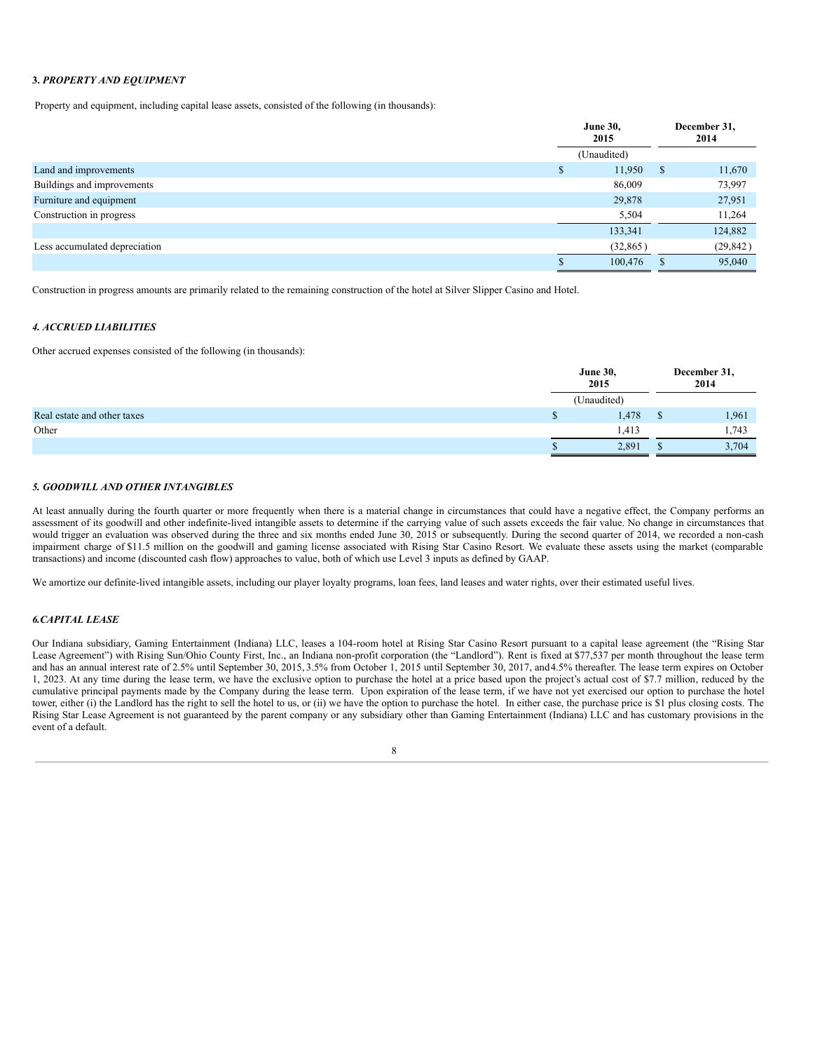### 3. *PROPERTY AND EQUIPMENT*

Property and equipment, including capital lease assets, consisted of the following (in thousands):

| | June 30, 2015 | December 31, 2014 |
|---|---|---|
| | (Unaudited) | |
| Land and improvements | $ 11,950 | $ 11,670 |
| Buildings and improvements | 86,009 | 73,997 |
| Furniture and equipment | 29,878 | 27,951 |
| Construction in progress | 5,504 | 11,264 |
| | 133,341 | 124,882 |
| Less accumulated depreciation | (32,865) | (29,842) |
| | $ 100,476 | $ 95,040 |

Construction in progress amounts are primarily related to the remaining construction of the hotel at Silver Slipper Casino and Hotel.

### 4. *ACCRUED LIABILITIES*

Other accrued expenses consisted of the following (in thousands):

| | June 30, 2015 | December 31, 2014 |
|---|---|---|
| | (Unaudited) | |
| Real estate and other taxes | $ 1,478 | $ 1,961 |
| Other | 1,413 | 1,743 |
| | $ 2,891 | $ 3,704 |

### 5. *GOODWILL AND OTHER INTANGIBLES*

At least annually during the fourth quarter or more frequently when there is a material change in circumstances that could have a negative effect, the Company performs an assessment of its goodwill and other indefinite-lived intangible assets to determine if the carrying value of such assets exceeds the fair value. No change in circumstances that would trigger an evaluation was observed during the three and six months ended June 30, 2015 or subsequently. During the second quarter of 2014, we recorded a non-cash impairment charge of $11.5 million on the goodwill and gaming license associated with Rising Star Casino Resort. We evaluate these assets using the market (comparable transactions) and income (discounted cash flow) approaches to value, both of which use Level 3 inputs as defined by GAAP.

We amortize our definite-lived intangible assets, including our player loyalty programs, loan fees, land leases and water rights, over their estimated useful lives.

### 6. *CAPITAL LEASE*

Our Indiana subsidiary, Gaming Entertainment (Indiana) LLC, leases a 104-room hotel at Rising Star Casino Resort pursuant to a capital lease agreement (the "Rising Star Lease Agreement") with Rising Sun/Ohio County First, Inc., an Indiana non-profit corporation (the "Landlord"). Rent is fixed at $77,537 per month throughout the lease term and has an annual interest rate of 2.5% until September 30, 2015, 3.5% from October 1, 2015 until September 30, 2017, and 4.5% thereafter. The lease term expires on October 1, 2023. At any time during the lease term, we have the exclusive option to purchase the hotel at a price based upon the project's actual cost of $7.7 million, reduced by the cumulative principal payments made by the Company during the lease term. Upon expiration of the lease term, if we have not yet exercised our option to purchase the hotel tower, either (i) the Landlord has the right to sell the hotel to us, or (ii) we have the option to purchase the hotel. In either case, the purchase price is $1 plus closing costs. The Rising Star Lease Agreement is not guaranteed by the parent company or any subsidiary other than Gaming Entertainment (Indiana) LLC and has customary provisions in the event of a default.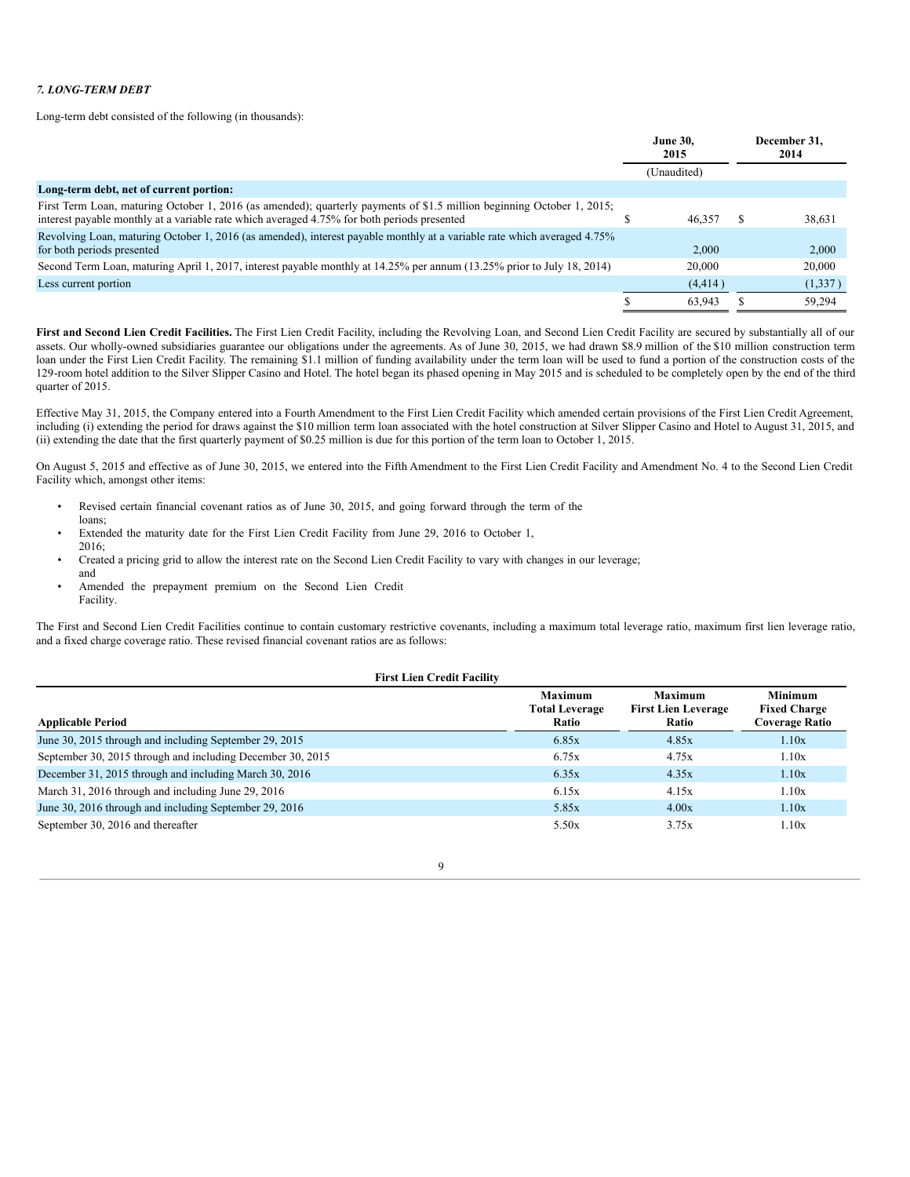*7. LONG-TERM DEBT*

Long-term debt consisted of the following (in thousands):

| | June 30, 2015 | December 31, 2014 |
|---|---|---|
| | (Unaudited) | |
| **Long-term debt, net of current portion:** | | |
| First Term Loan, maturing October 1, 2016 (as amended); quarterly payments of $1.5 million beginning October 1, 2015; interest payable monthly at a variable rate which averaged 4.75% for both periods presented | $ 46,357 | $ 38,631 |
| Revolving Loan, maturing October 1, 2016 (as amended), interest payable monthly at a variable rate which averaged 4.75% for both periods presented | 2,000 | 2,000 |
| Second Term Loan, maturing April 1, 2017, interest payable monthly at 14.25% per annum (13.25% prior to July 18, 2014) | 20,000 | 20,000 |
| Less current portion | (4,414 ) | (1,337 ) |
| | $ 63,943 | $ 59,294 |

**First and Second Lien Credit Facilities.** The First Lien Credit Facility, including the Revolving Loan, and Second Lien Credit Facility are secured by substantially all of our assets. Our wholly-owned subsidiaries guarantee our obligations under the agreements. As of June 30, 2015, we had drawn $8.9 million of the $10 million construction term loan under the First Lien Credit Facility. The remaining $1.1 million of funding availability under the term loan will be used to fund a portion of the construction costs of the 129-room hotel addition to the Silver Slipper Casino and Hotel. The hotel began its phased opening in May 2015 and is scheduled to be completely open by the end of the third quarter of 2015.

Effective May 31, 2015, the Company entered into a Fourth Amendment to the First Lien Credit Facility which amended certain provisions of the First Lien Credit Agreement, including (i) extending the period for draws against the $10 million term loan associated with the hotel construction at Silver Slipper Casino and Hotel to August 31, 2015, and (ii) extending the date that the first quarterly payment of $0.25 million is due for this portion of the term loan to October 1, 2015.

On August 5, 2015 and effective as of June 30, 2015, we entered into the Fifth Amendment to the First Lien Credit Facility and Amendment No. 4 to the Second Lien Credit Facility which, amongst other items:

- Revised certain financial covenant ratios as of June 30, 2015, and going forward through the term of the loans;
- Extended the maturity date for the First Lien Credit Facility from June 29, 2016 to October 1, 2016;
- Created a pricing grid to allow the interest rate on the Second Lien Credit Facility to vary with changes in our leverage; and
- Amended the prepayment premium on the Second Lien Credit Facility.

The First and Second Lien Credit Facilities continue to contain customary restrictive covenants, including a maximum total leverage ratio, maximum first lien leverage ratio, and a fixed charge coverage ratio. These revised financial covenant ratios are as follows:

**First Lien Credit Facility**

| Applicable Period | Maximum Total Leverage Ratio | Maximum First Lien Leverage Ratio | Minimum Fixed Charge Coverage Ratio |
|---|---|---|---|
| June 30, 2015 through and including September 29, 2015 | 6.85x | 4.85x | 1.10x |
| September 30, 2015 through and including December 30, 2015 | 6.75x | 4.75x | 1.10x |
| December 31, 2015 through and including March 30, 2016 | 6.35x | 4.35x | 1.10x |
| March 31, 2016 through and including June 29, 2016 | 6.15x | 4.15x | 1.10x |
| June 30, 2016 through and including September 29, 2016 | 5.85x | 4.00x | 1.10x |
| September 30, 2016 and thereafter | 5.50x | 3.75x | 1.10x |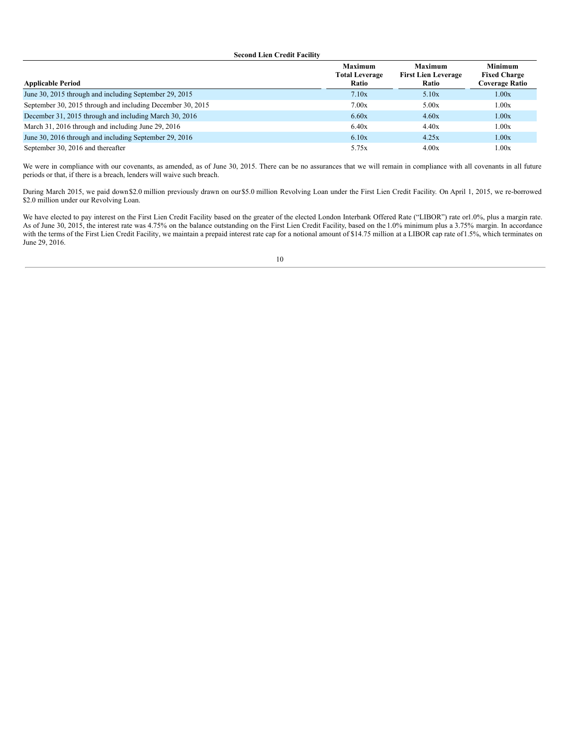**Second Lien Credit Facility**

| Applicable Period | Maximum Total Leverage Ratio | Maximum First Lien Leverage Ratio | Minimum Fixed Charge Coverage Ratio |
|---|---|---|---|
| June 30, 2015 through and including September 29, 2015 | 7.10x | 5.10x | 1.00x |
| September 30, 2015 through and including December 30, 2015 | 7.00x | 5.00x | 1.00x |
| December 31, 2015 through and including March 30, 2016 | 6.60x | 4.60x | 1.00x |
| March 31, 2016 through and including June 29, 2016 | 6.40x | 4.40x | 1.00x |
| June 30, 2016 through and including September 29, 2016 | 6.10x | 4.25x | 1.00x |
| September 30, 2016 and thereafter | 5.75x | 4.00x | 1.00x |

We were in compliance with our covenants, as amended, as of June 30, 2015. There can be no assurances that we will remain in compliance with all covenants in all future periods or that, if there is a breach, lenders will waive such breach.

During March 2015, we paid down $2.0 million previously drawn on our $5.0 million Revolving Loan under the First Lien Credit Facility. On April 1, 2015, we re-borrowed $2.0 million under our Revolving Loan.

We have elected to pay interest on the First Lien Credit Facility based on the greater of the elected London Interbank Offered Rate ("LIBOR") rate or 1.0%, plus a margin rate. As of June 30, 2015, the interest rate was 4.75% on the balance outstanding on the First Lien Credit Facility, based on the 1.0% minimum plus a 3.75% margin. In accordance with the terms of the First Lien Credit Facility, we maintain a prepaid interest rate cap for a notional amount of $14.75 million at a LIBOR cap rate of 1.5%, which terminates on June 29, 2016.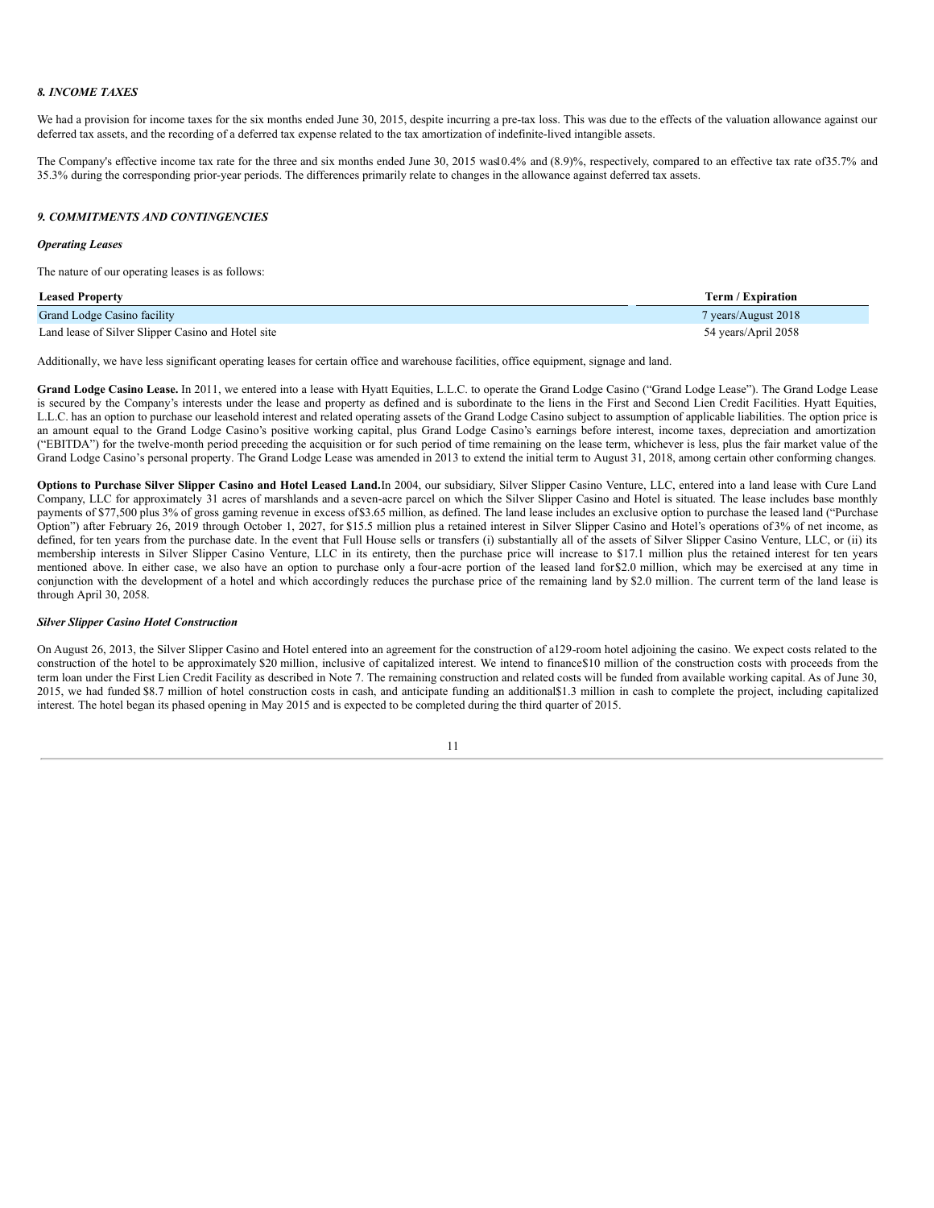### *8. INCOME TAXES*

We had a provision for income taxes for the six months ended June 30, 2015, despite incurring a pre-tax loss. This was due to the effects of the valuation allowance against our deferred tax assets, and the recording of a deferred tax expense related to the tax amortization of indefinite-lived intangible assets.

The Company's effective income tax rate for the three and six months ended June 30, 2015 was 10.4% and (8.9)%, respectively, compared to an effective tax rate of 35.7% and 35.3% during the corresponding prior-year periods. The differences primarily relate to changes in the allowance against deferred tax assets.

### *9. COMMITMENTS AND CONTINGENCIES*

***Operating Leases***

The nature of our operating leases is as follows:

| Leased Property | Term / Expiration |
|---|---|
| Grand Lodge Casino facility | 7 years/August 2018 |
| Land lease of Silver Slipper Casino and Hotel site | 54 years/April 2058 |

Additionally, we have less significant operating leases for certain office and warehouse facilities, office equipment, signage and land.

**Grand Lodge Casino Lease.** In 2011, we entered into a lease with Hyatt Equities, L.L.C. to operate the Grand Lodge Casino ("Grand Lodge Lease"). The Grand Lodge Lease is secured by the Company's interests under the lease and property as defined and is subordinate to the liens in the First and Second Lien Credit Facilities. Hyatt Equities, L.L.C. has an option to purchase our leasehold interest and related operating assets of the Grand Lodge Casino subject to assumption of applicable liabilities. The option price is an amount equal to the Grand Lodge Casino's positive working capital, plus Grand Lodge Casino's earnings before interest, income taxes, depreciation and amortization ("EBITDA") for the twelve-month period preceding the acquisition or for such period of time remaining on the lease term, whichever is less, plus the fair market value of the Grand Lodge Casino's personal property. The Grand Lodge Lease was amended in 2013 to extend the initial term to August 31, 2018, among certain other conforming changes.

**Options to Purchase Silver Slipper Casino and Hotel Leased Land.** In 2004, our subsidiary, Silver Slipper Casino Venture, LLC, entered into a land lease with Cure Land Company, LLC for approximately 31 acres of marshlands and a seven-acre parcel on which the Silver Slipper Casino and Hotel is situated. The lease includes base monthly payments of $77,500 plus 3% of gross gaming revenue in excess of $3.65 million, as defined. The land lease includes an exclusive option to purchase the leased land ("Purchase Option") after February 26, 2019 through October 1, 2027, for $15.5 million plus a retained interest in Silver Slipper Casino and Hotel's operations of 3% of net income, as defined, for ten years from the purchase date. In the event that Full House sells or transfers (i) substantially all of the assets of Silver Slipper Casino Venture, LLC, or (ii) its membership interests in Silver Slipper Casino Venture, LLC in its entirety, then the purchase price will increase to $17.1 million plus the retained interest for ten years mentioned above. In either case, we also have an option to purchase only a four-acre portion of the leased land for $2.0 million, which may be exercised at any time in conjunction with the development of a hotel and which accordingly reduces the purchase price of the remaining land by $2.0 million. The current term of the land lease is through April 30, 2058.

***Silver Slipper Casino Hotel Construction***

On August 26, 2013, the Silver Slipper Casino and Hotel entered into an agreement for the construction of a 129-room hotel adjoining the casino. We expect costs related to the construction of the hotel to be approximately $20 million, inclusive of capitalized interest. We intend to finance $10 million of the construction costs with proceeds from the term loan under the First Lien Credit Facility as described in Note 7. The remaining construction and related costs will be funded from available working capital. As of June 30, 2015, we had funded $8.7 million of hotel construction costs in cash, and anticipate funding an additional $1.3 million in cash to complete the project, including capitalized interest. The hotel began its phased opening in May 2015 and is expected to be completed during the third quarter of 2015.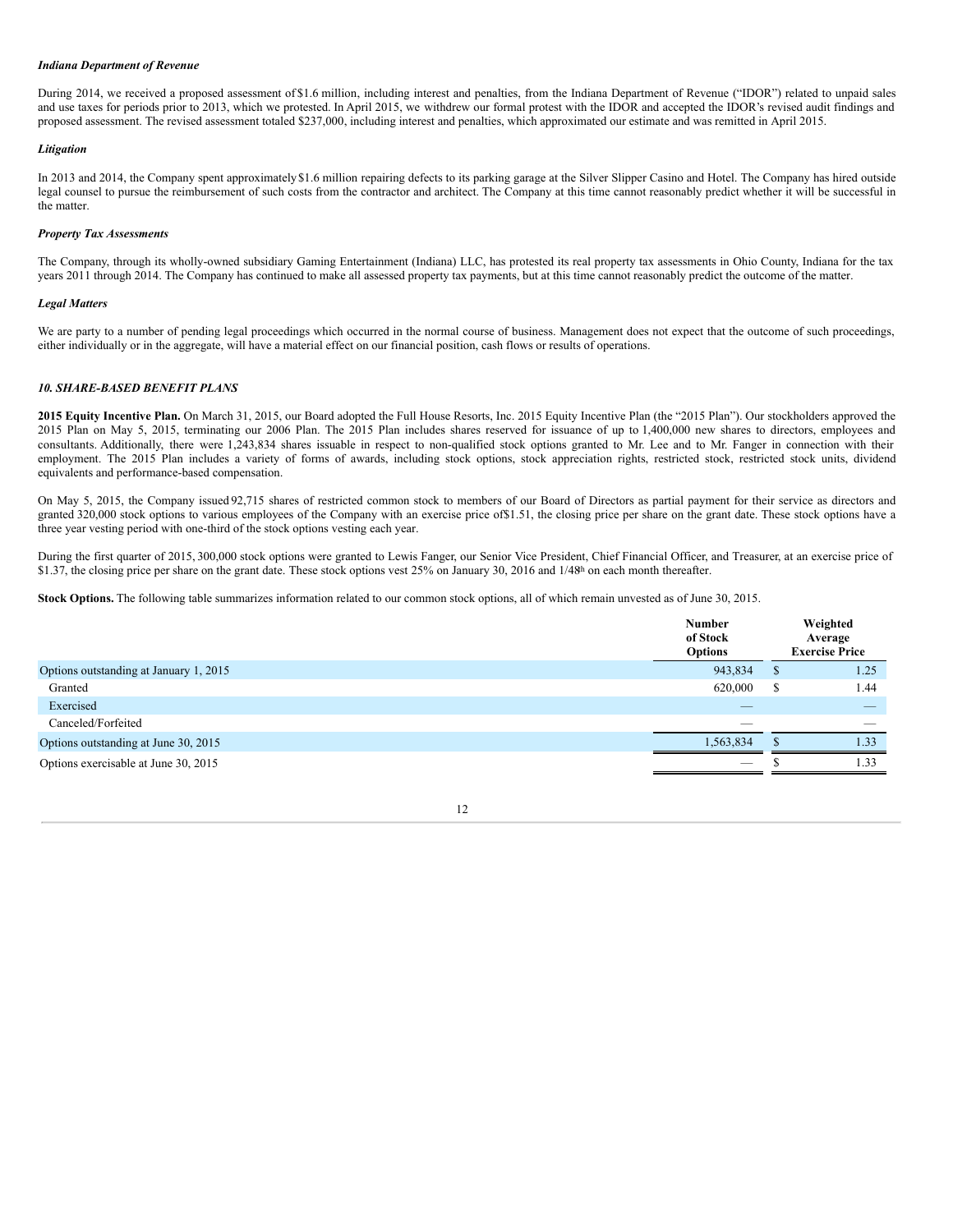*Indiana Department of Revenue*

During 2014, we received a proposed assessment of $1.6 million, including interest and penalties, from the Indiana Department of Revenue ("IDOR") related to unpaid sales and use taxes for periods prior to 2013, which we protested. In April 2015, we withdrew our formal protest with the IDOR and accepted the IDOR's revised audit findings and proposed assessment. The revised assessment totaled $237,000, including interest and penalties, which approximated our estimate and was remitted in April 2015.

*Litigation*

In 2013 and 2014, the Company spent approximately $1.6 million repairing defects to its parking garage at the Silver Slipper Casino and Hotel. The Company has hired outside legal counsel to pursue the reimbursement of such costs from the contractor and architect. The Company at this time cannot reasonably predict whether it will be successful in the matter.

*Property Tax Assessments*

The Company, through its wholly-owned subsidiary Gaming Entertainment (Indiana) LLC, has protested its real property tax assessments in Ohio County, Indiana for the tax years 2011 through 2014. The Company has continued to make all assessed property tax payments, but at this time cannot reasonably predict the outcome of the matter.

*Legal Matters*

We are party to a number of pending legal proceedings which occurred in the normal course of business. Management does not expect that the outcome of such proceedings, either individually or in the aggregate, will have a material effect on our financial position, cash flows or results of operations.

***10. SHARE-BASED BENEFIT PLANS***

**2015 Equity Incentive Plan.** On March 31, 2015, our Board adopted the Full House Resorts, Inc. 2015 Equity Incentive Plan (the "2015 Plan"). Our stockholders approved the 2015 Plan on May 5, 2015, terminating our 2006 Plan. The 2015 Plan includes shares reserved for issuance of up to 1,400,000 new shares to directors, employees and consultants. Additionally, there were 1,243,834 shares issuable in respect to non-qualified stock options granted to Mr. Lee and to Mr. Fanger in connection with their employment. The 2015 Plan includes a variety of forms of awards, including stock options, stock appreciation rights, restricted stock, restricted stock units, dividend equivalents and performance-based compensation.

On May 5, 2015, the Company issued 92,715 shares of restricted common stock to members of our Board of Directors as partial payment for their service as directors and granted 320,000 stock options to various employees of the Company with an exercise price of $1.51, the closing price per share on the grant date. These stock options have a three year vesting period with one-third of the stock options vesting each year.

During the first quarter of 2015, 300,000 stock options were granted to Lewis Fanger, our Senior Vice President, Chief Financial Officer, and Treasurer, at an exercise price of $1.37, the closing price per share on the grant date. These stock options vest 25% on January 30, 2016 and 1/48th on each month thereafter.

**Stock Options.** The following table summarizes information related to our common stock options, all of which remain unvested as of June 30, 2015.

| | Number of Stock Options | Weighted Average Exercise Price |
|---|---|---|
| Options outstanding at January 1, 2015 | 943,834 | $ 1.25 |
| Granted | 620,000 | $ 1.44 |
| Exercised | — | — |
| Canceled/Forfeited | — | — |
| Options outstanding at June 30, 2015 | 1,563,834 | $ 1.33 |
| Options exercisable at June 30, 2015 | — | $ 1.33 |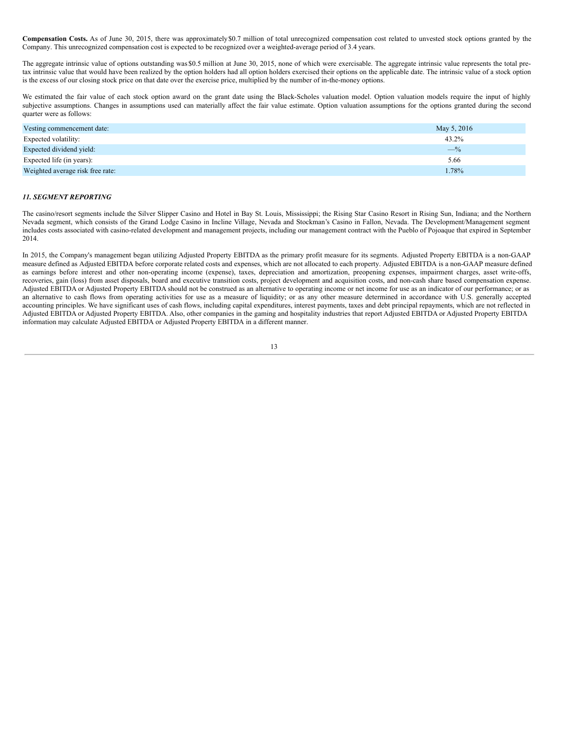**Compensation Costs.** As of June 30, 2015, there was approximately $0.7 million of total unrecognized compensation cost related to unvested stock options granted by the Company. This unrecognized compensation cost is expected to be recognized over a weighted-average period of 3.4 years.

The aggregate intrinsic value of options outstanding was $0.5 million at June 30, 2015, none of which were exercisable. The aggregate intrinsic value represents the total pre-tax intrinsic value that would have been realized by the option holders had all option holders exercised their options on the applicable date. The intrinsic value of a stock option is the excess of our closing stock price on that date over the exercise price, multiplied by the number of in-the-money options.

We estimated the fair value of each stock option award on the grant date using the Black-Scholes valuation model. Option valuation models require the input of highly subjective assumptions. Changes in assumptions used can materially affect the fair value estimate. Option valuation assumptions for the options granted during the second quarter were as follows:

| | |
|---|---|
| Vesting commencement date: | May 5, 2016 |
| Expected volatility: | 43.2% |
| Expected dividend yield: | —% |
| Expected life (in years): | 5.66 |
| Weighted average risk free rate: | 1.78% |

### *11. SEGMENT REPORTING*

The casino/resort segments include the Silver Slipper Casino and Hotel in Bay St. Louis, Mississippi; the Rising Star Casino Resort in Rising Sun, Indiana; and the Northern Nevada segment, which consists of the Grand Lodge Casino in Incline Village, Nevada and Stockman's Casino in Fallon, Nevada. The Development/Management segment includes costs associated with casino-related development and management projects, including our management contract with the Pueblo of Pojoaque that expired in September 2014.

In 2015, the Company's management began utilizing Adjusted Property EBITDA as the primary profit measure for its segments. Adjusted Property EBITDA is a non-GAAP measure defined as Adjusted EBITDA before corporate related costs and expenses, which are not allocated to each property. Adjusted EBITDA is a non-GAAP measure defined as earnings before interest and other non-operating income (expense), taxes, depreciation and amortization, preopening expenses, impairment charges, asset write-offs, recoveries, gain (loss) from asset disposals, board and executive transition costs, project development and acquisition costs, and non-cash share based compensation expense. Adjusted EBITDA or Adjusted Property EBITDA should not be construed as an alternative to operating income or net income for use as an indicator of our performance; or as an alternative to cash flows from operating activities for use as a measure of liquidity; or as any other measure determined in accordance with U.S. generally accepted accounting principles. We have significant uses of cash flows, including capital expenditures, interest payments, taxes and debt principal repayments, which are not reflected in Adjusted EBITDA or Adjusted Property EBITDA. Also, other companies in the gaming and hospitality industries that report Adjusted EBITDA or Adjusted Property EBITDA information may calculate Adjusted EBITDA or Adjusted Property EBITDA in a different manner.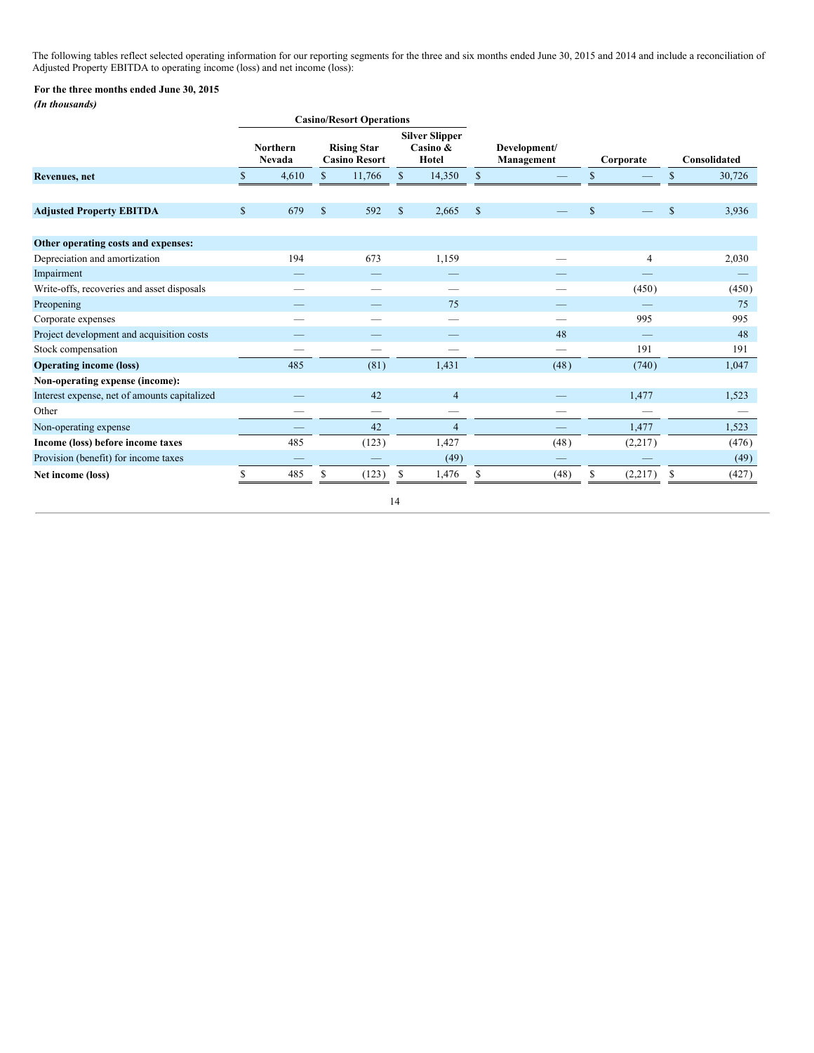The following tables reflect selected operating information for our reporting segments for the three and six months ended June 30, 2015 and 2014 and include a reconciliation of Adjusted Property EBITDA to operating income (loss) and net income (loss):

**For the three months ended June 30, 2015**

***(In thousands)***

| | Casino/Resort Operations | | | | | |
|---|---|---|---|---|---|---|
| | Northern Nevada | Rising Star Casino Resort | Silver Slipper Casino & Hotel | Development/ Management | Corporate | Consolidated |
| **Revenues, net** | $ 4,610 | $ 11,766 | $ 14,350 | $ — | $ — | $ 30,726 |
| | | | | | | |
| **Adjusted Property EBITDA** | $ 679 | $ 592 | $ 2,665 | $ — | $ — | $ 3,936 |
| | | | | | | |
| **Other operating costs and expenses:** | | | | | | |
| Depreciation and amortization | 194 | 673 | 1,159 | — | 4 | 2,030 |
| Impairment | — | — | — | — | — | — |
| Write-offs, recoveries and asset disposals | — | — | — | — | (450) | (450) |
| Preopening | — | — | 75 | — | — | 75 |
| Corporate expenses | — | — | — | — | 995 | 995 |
| Project development and acquisition costs | — | — | — | 48 | — | 48 |
| Stock compensation | — | — | — | — | 191 | 191 |
| **Operating income (loss)** | 485 | (81) | 1,431 | (48) | (740) | 1,047 |
| **Non-operating expense (income):** | | | | | | |
| Interest expense, net of amounts capitalized | — | 42 | 4 | — | 1,477 | 1,523 |
| Other | — | — | — | — | — | — |
| Non-operating expense | — | 42 | 4 | — | 1,477 | 1,523 |
| **Income (loss) before income taxes** | 485 | (123) | 1,427 | (48) | (2,217) | (476) |
| Provision (benefit) for income taxes | — | — | (49) | — | — | (49) |
| **Net income (loss)** | $ 485 | $ (123) | $ 1,476 | $ (48) | $ (2,217) | $ (427) |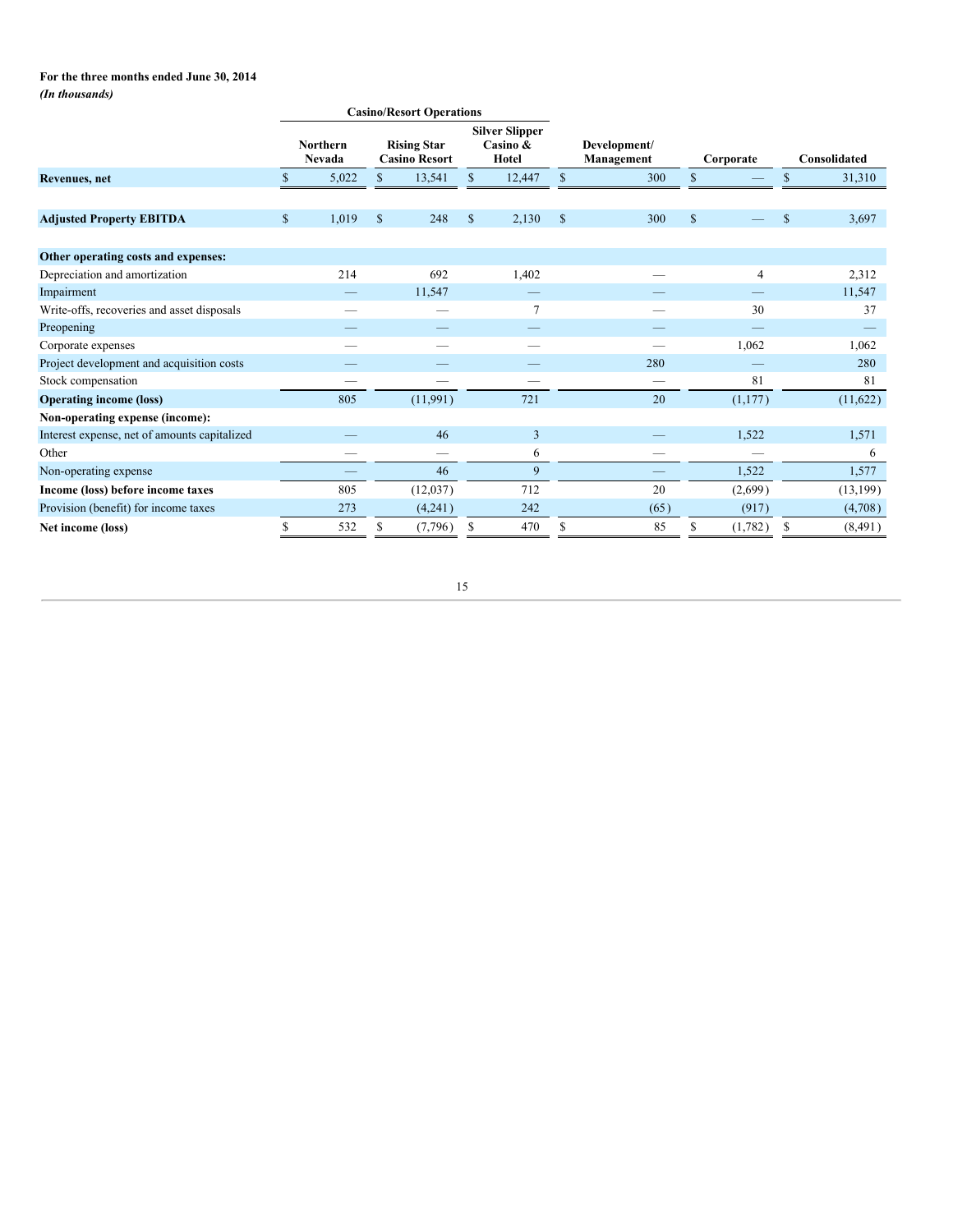**For the three months ended June 30, 2014**

***(In thousands)***

| | Casino/Resort Operations | | | | | |
|---|---|---|---|---|---|---|
| | Northern Nevada | Rising Star Casino Resort | Silver Slipper Casino & Hotel | Development/ Management | Corporate | Consolidated |
| **Revenues, net** | $ 5,022 | $ 13,541 | $ 12,447 | $ 300 | $ — | $ 31,310 |
| | | | | | | |
| **Adjusted Property EBITDA** | $ 1,019 | $ 248 | $ 2,130 | $ 300 | $ — | $ 3,697 |
| | | | | | | |
| **Other operating costs and expenses:** | | | | | | |
| Depreciation and amortization | 214 | 692 | 1,402 | — | 4 | 2,312 |
| Impairment | — | 11,547 | — | — | — | 11,547 |
| Write-offs, recoveries and asset disposals | — | — | 7 | — | 30 | 37 |
| Preopening | — | — | — | — | — | — |
| Corporate expenses | — | — | — | — | 1,062 | 1,062 |
| Project development and acquisition costs | — | — | — | 280 | — | 280 |
| Stock compensation | — | — | — | — | 81 | 81 |
| **Operating income (loss)** | 805 | (11,991) | 721 | 20 | (1,177) | (11,622) |
| **Non-operating expense (income):** | | | | | | |
| Interest expense, net of amounts capitalized | — | 46 | 3 | — | 1,522 | 1,571 |
| Other | — | — | 6 | — | — | 6 |
| Non-operating expense | — | 46 | 9 | — | 1,522 | 1,577 |
| **Income (loss) before income taxes** | 805 | (12,037) | 712 | 20 | (2,699) | (13,199) |
| Provision (benefit) for income taxes | 273 | (4,241) | 242 | (65) | (917) | (4,708) |
| **Net income (loss)** | $ 532 | $ (7,796) | $ 470 | $ 85 | $ (1,782) | $ (8,491) |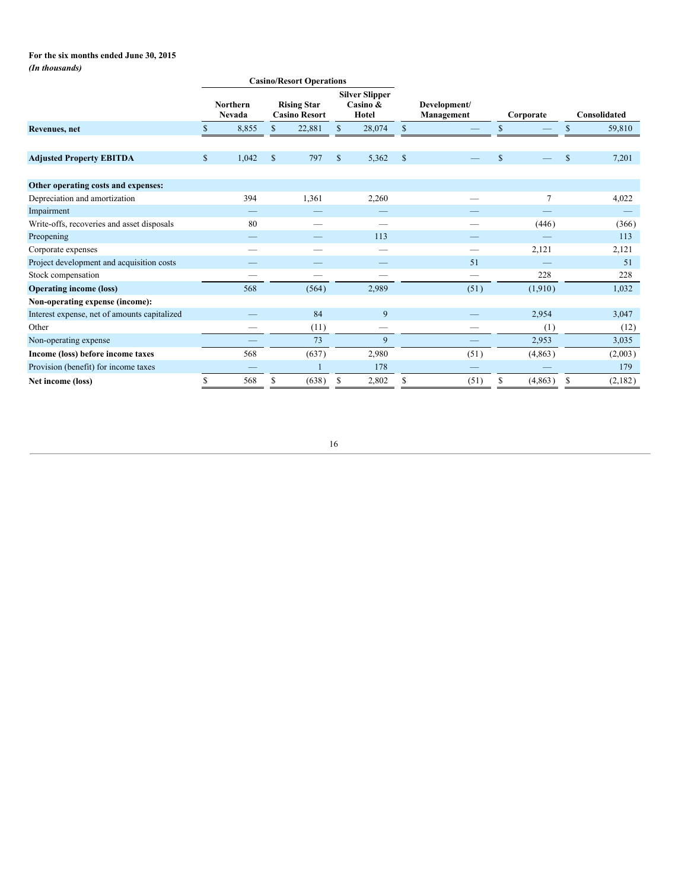**For the six months ended June 30, 2015**
***(In thousands)***

| | Casino/Resort Operations | | | | | |
|---|---|---|---|---|---|---|
| | Northern Nevada | Rising Star Casino Resort | Silver Slipper Casino & Hotel | Development/ Management | Corporate | Consolidated |
| **Revenues, net** | $ 8,855 | $ 22,881 | $ 28,074 | $ — | $ — | $ 59,810 |
| | | | | | | |
| **Adjusted Property EBITDA** | $ 1,042 | $ 797 | $ 5,362 | $ — | $ — | $ 7,201 |
| | | | | | | |
| **Other operating costs and expenses:** | | | | | | |
| Depreciation and amortization | 394 | 1,361 | 2,260 | — | 7 | 4,022 |
| Impairment | — | — | — | — | — | — |
| Write-offs, recoveries and asset disposals | 80 | — | — | — | (446) | (366) |
| Preopening | — | — | 113 | — | — | 113 |
| Corporate expenses | — | — | — | — | 2,121 | 2,121 |
| Project development and acquisition costs | — | — | — | 51 | — | 51 |
| Stock compensation | — | — | — | — | 228 | 228 |
| **Operating income (loss)** | 568 | (564) | 2,989 | (51) | (1,910) | 1,032 |
| **Non-operating expense (income):** | | | | | | |
| Interest expense, net of amounts capitalized | — | 84 | 9 | — | 2,954 | 3,047 |
| Other | — | (11) | — | — | (1) | (12) |
| Non-operating expense | — | 73 | 9 | — | 2,953 | 3,035 |
| **Income (loss) before income taxes** | 568 | (637) | 2,980 | (51) | (4,863) | (2,003) |
| Provision (benefit) for income taxes | — | 1 | 178 | — | — | 179 |
| **Net income (loss)** | $ 568 | $ (638) | $ 2,802 | $ (51) | $ (4,863) | $ (2,182) |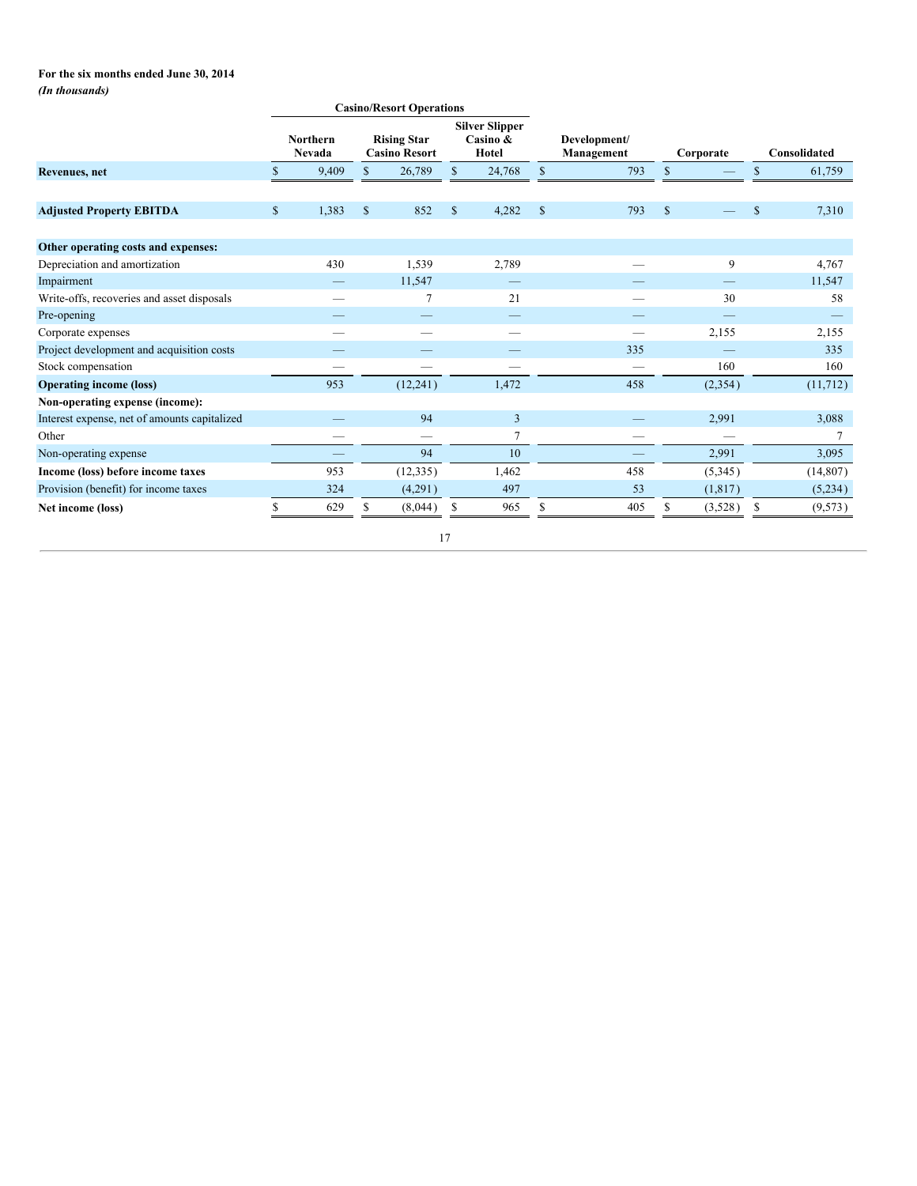**For the six months ended June 30, 2014**
***(In thousands)***

| | Casino/Resort Operations | | | | | |
|---|---|---|---|---|---|---|
| | Northern Nevada | Rising Star Casino Resort | Silver Slipper Casino & Hotel | Development/ Management | Corporate | Consolidated |
| **Revenues, net** | $ 9,409 | $ 26,789 | $ 24,768 | $ 793 | $ — | $ 61,759 |
| | | | | | | |
| **Adjusted Property EBITDA** | $ 1,383 | $ 852 | $ 4,282 | $ 793 | $ — | $ 7,310 |
| | | | | | | |
| **Other operating costs and expenses:** | | | | | | |
| Depreciation and amortization | 430 | 1,539 | 2,789 | — | 9 | 4,767 |
| Impairment | — | 11,547 | — | — | — | 11,547 |
| Write-offs, recoveries and asset disposals | — | 7 | 21 | — | 30 | 58 |
| Pre-opening | — | — | — | — | — | — |
| Corporate expenses | — | — | — | — | 2,155 | 2,155 |
| Project development and acquisition costs | — | — | — | 335 | — | 335 |
| Stock compensation | — | — | — | — | 160 | 160 |
| **Operating income (loss)** | 953 | (12,241) | 1,472 | 458 | (2,354) | (11,712) |
| **Non-operating expense (income):** | | | | | | |
| Interest expense, net of amounts capitalized | — | 94 | 3 | — | 2,991 | 3,088 |
| Other | — | — | 7 | — | — | 7 |
| Non-operating expense | — | 94 | 10 | — | 2,991 | 3,095 |
| **Income (loss) before income taxes** | 953 | (12,335) | 1,462 | 458 | (5,345) | (14,807) |
| Provision (benefit) for income taxes | 324 | (4,291) | 497 | 53 | (1,817) | (5,234) |
| **Net income (loss)** | $ 629 | $ (8,044) | $ 965 | $ 405 | $ (3,528) | $ (9,573) |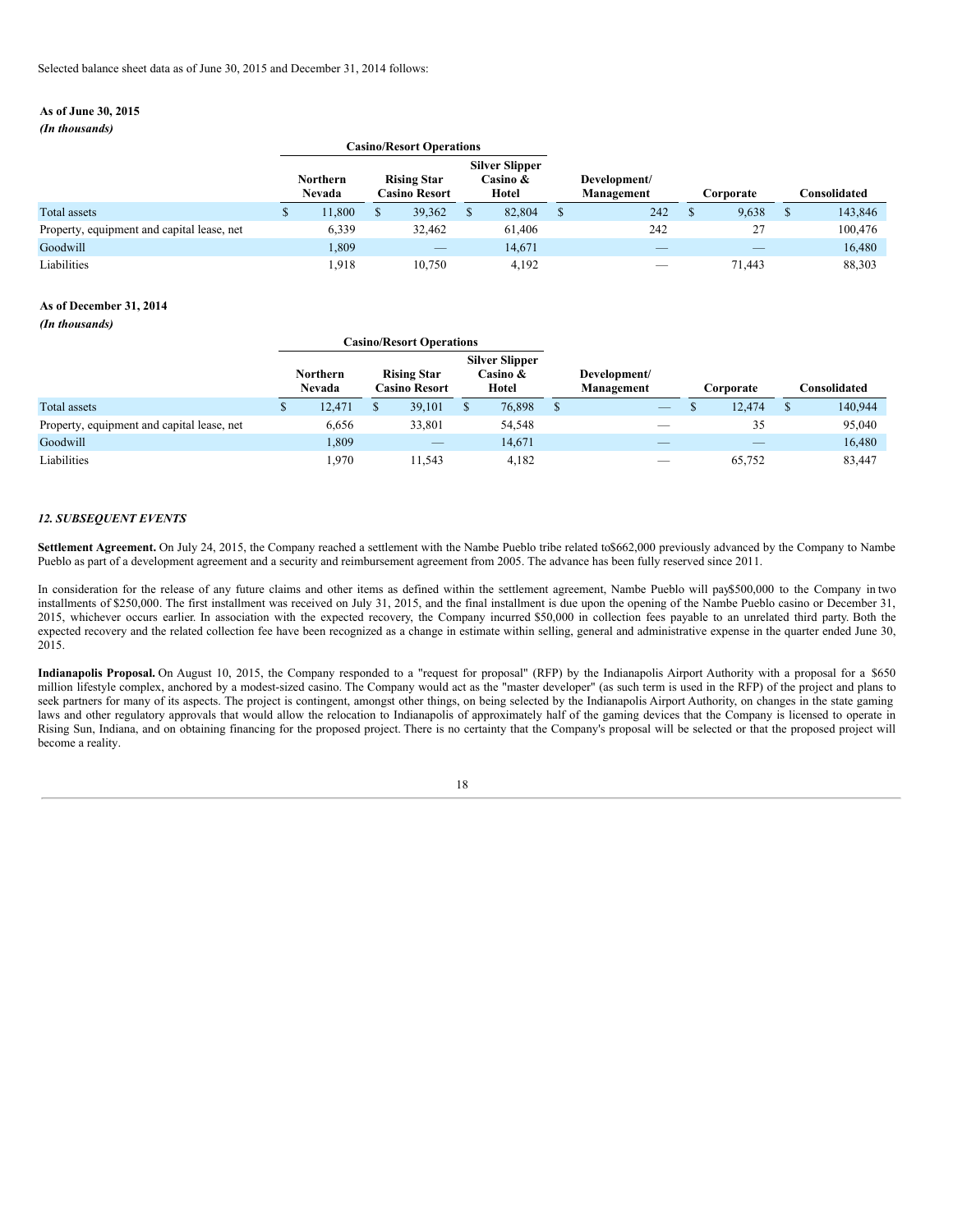Selected balance sheet data as of June 30, 2015 and December 31, 2014 follows:

**As of June 30, 2015**

***(In thousands)***

| | Casino/Resort Operations | | | | | |
|---|---|---|---|---|---|---|
| | Northern Nevada | Rising Star Casino Resort | Silver Slipper Casino & Hotel | Development/ Management | Corporate | Consolidated |
| Total assets | $ 11,800 | $ 39,362 | $ 82,804 | $ 242 | $ 9,638 | $ 143,846 |
| Property, equipment and capital lease, net | 6,339 | 32,462 | 61,406 | 242 | 27 | 100,476 |
| Goodwill | 1,809 | — | 14,671 | — | — | 16,480 |
| Liabilities | 1,918 | 10,750 | 4,192 | — | 71,443 | 88,303 |

**As of December 31, 2014**

***(In thousands)***

| | Casino/Resort Operations | | | | | |
|---|---|---|---|---|---|---|
| | Northern Nevada | Rising Star Casino Resort | Silver Slipper Casino & Hotel | Development/ Management | Corporate | Consolidated |
| Total assets | $ 12,471 | $ 39,101 | $ 76,898 | $ — | $ 12,474 | $ 140,944 |
| Property, equipment and capital lease, net | 6,656 | 33,801 | 54,548 | — | 35 | 95,040 |
| Goodwill | 1,809 | — | 14,671 | — | — | 16,480 |
| Liabilities | 1,970 | 11,543 | 4,182 | — | 65,752 | 83,447 |

***12. SUBSEQUENT EVENTS***

**Settlement Agreement.** On July 24, 2015, the Company reached a settlement with the Nambe Pueblo tribe related to$662,000 previously advanced by the Company to Nambe Pueblo as part of a development agreement and a security and reimbursement agreement from 2005. The advance has been fully reserved since 2011.

In consideration for the release of any future claims and other items as defined within the settlement agreement, Nambe Pueblo will pay$500,000 to the Company in two installments of $250,000. The first installment was received on July 31, 2015, and the final installment is due upon the opening of the Nambe Pueblo casino or December 31, 2015, whichever occurs earlier. In association with the expected recovery, the Company incurred $50,000 in collection fees payable to an unrelated third party. Both the expected recovery and the related collection fee have been recognized as a change in estimate within selling, general and administrative expense in the quarter ended June 30, 2015.

**Indianapolis Proposal.** On August 10, 2015, the Company responded to a "request for proposal" (RFP) by the Indianapolis Airport Authority with a proposal for a $650 million lifestyle complex, anchored by a modest-sized casino. The Company would act as the "master developer" (as such term is used in the RFP) of the project and plans to seek partners for many of its aspects. The project is contingent, amongst other things, on being selected by the Indianapolis Airport Authority, on changes in the state gaming laws and other regulatory approvals that would allow the relocation to Indianapolis of approximately half of the gaming devices that the Company is licensed to operate in Rising Sun, Indiana, and on obtaining financing for the proposed project. There is no certainty that the Company's proposal will be selected or that the proposed project will become a reality.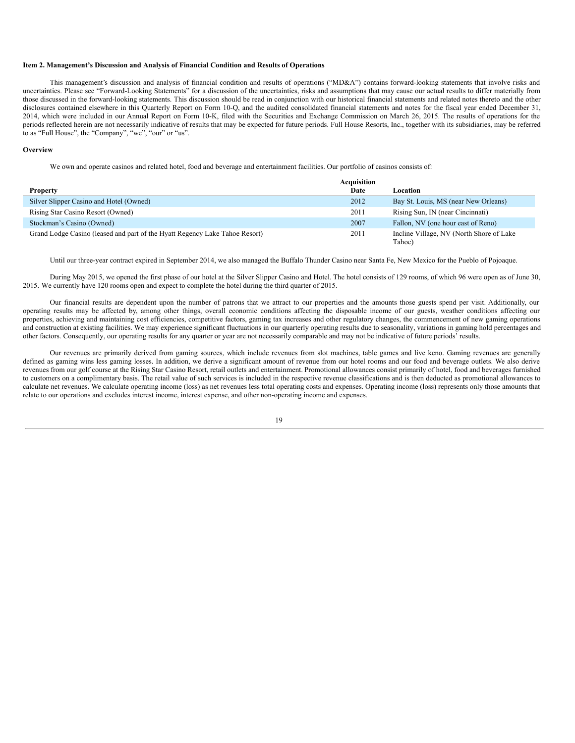**Item 2. Management's Discussion and Analysis of Financial Condition and Results of Operations**

This management's discussion and analysis of financial condition and results of operations ("MD&A") contains forward-looking statements that involve risks and uncertainties. Please see "Forward-Looking Statements" for a discussion of the uncertainties, risks and assumptions that may cause our actual results to differ materially from those discussed in the forward-looking statements. This discussion should be read in conjunction with our historical financial statements and related notes thereto and the other disclosures contained elsewhere in this Quarterly Report on Form 10-Q, and the audited consolidated financial statements and notes for the fiscal year ended December 31, 2014, which were included in our Annual Report on Form 10-K, filed with the Securities and Exchange Commission on March 26, 2015. The results of operations for the periods reflected herein are not necessarily indicative of results that may be expected for future periods. Full House Resorts, Inc., together with its subsidiaries, may be referred to as "Full House", the "Company", "we", "our" or "us".

**Overview**

We own and operate casinos and related hotel, food and beverage and entertainment facilities. Our portfolio of casinos consists of:

| Property | Acquisition Date | Location |
|---|---|---|
| Silver Slipper Casino and Hotel (Owned) | 2012 | Bay St. Louis, MS (near New Orleans) |
| Rising Star Casino Resort (Owned) | 2011 | Rising Sun, IN (near Cincinnati) |
| Stockman's Casino (Owned) | 2007 | Fallon, NV (one hour east of Reno) |
| Grand Lodge Casino (leased and part of the Hyatt Regency Lake Tahoe Resort) | 2011 | Incline Village, NV (North Shore of Lake Tahoe) |

Until our three-year contract expired in September 2014, we also managed the Buffalo Thunder Casino near Santa Fe, New Mexico for the Pueblo of Pojoaque.

During May 2015, we opened the first phase of our hotel at the Silver Slipper Casino and Hotel. The hotel consists of 129 rooms, of which 96 were open as of June 30, 2015. We currently have 120 rooms open and expect to complete the hotel during the third quarter of 2015.

Our financial results are dependent upon the number of patrons that we attract to our properties and the amounts those guests spend per visit. Additionally, our operating results may be affected by, among other things, overall economic conditions affecting the disposable income of our guests, weather conditions affecting our properties, achieving and maintaining cost efficiencies, competitive factors, gaming tax increases and other regulatory changes, the commencement of new gaming operations and construction at existing facilities. We may experience significant fluctuations in our quarterly operating results due to seasonality, variations in gaming hold percentages and other factors. Consequently, our operating results for any quarter or year are not necessarily comparable and may not be indicative of future periods' results.

Our revenues are primarily derived from gaming sources, which include revenues from slot machines, table games and live keno. Gaming revenues are generally defined as gaming wins less gaming losses. In addition, we derive a significant amount of revenue from our hotel rooms and our food and beverage outlets. We also derive revenues from our golf course at the Rising Star Casino Resort, retail outlets and entertainment. Promotional allowances consist primarily of hotel, food and beverages furnished to customers on a complimentary basis. The retail value of such services is included in the respective revenue classifications and is then deducted as promotional allowances to calculate net revenues. We calculate operating income (loss) as net revenues less total operating costs and expenses. Operating income (loss) represents only those amounts that relate to our operations and excludes interest income, interest expense, and other non-operating income and expenses.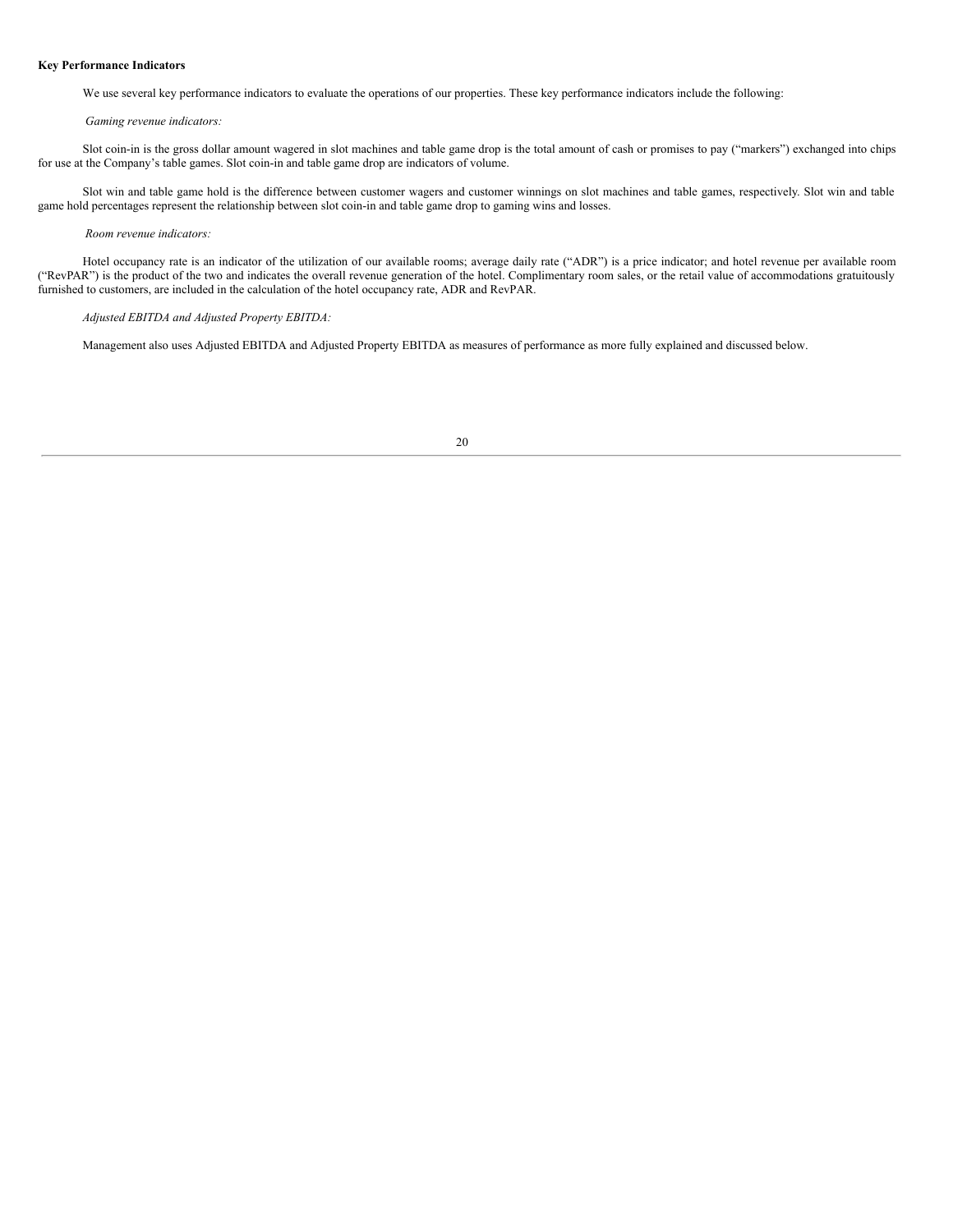**Key Performance Indicators**

We use several key performance indicators to evaluate the operations of our properties. These key performance indicators include the following:

*Gaming revenue indicators:*

Slot coin-in is the gross dollar amount wagered in slot machines and table game drop is the total amount of cash or promises to pay ("markers") exchanged into chips for use at the Company's table games. Slot coin-in and table game drop are indicators of volume.

Slot win and table game hold is the difference between customer wagers and customer winnings on slot machines and table games, respectively. Slot win and table game hold percentages represent the relationship between slot coin-in and table game drop to gaming wins and losses.

*Room revenue indicators:*

Hotel occupancy rate is an indicator of the utilization of our available rooms; average daily rate ("ADR") is a price indicator; and hotel revenue per available room ("RevPAR") is the product of the two and indicates the overall revenue generation of the hotel. Complimentary room sales, or the retail value of accommodations gratuitously furnished to customers, are included in the calculation of the hotel occupancy rate, ADR and RevPAR.

*Adjusted EBITDA and Adjusted Property EBITDA:*

Management also uses Adjusted EBITDA and Adjusted Property EBITDA as measures of performance as more fully explained and discussed below.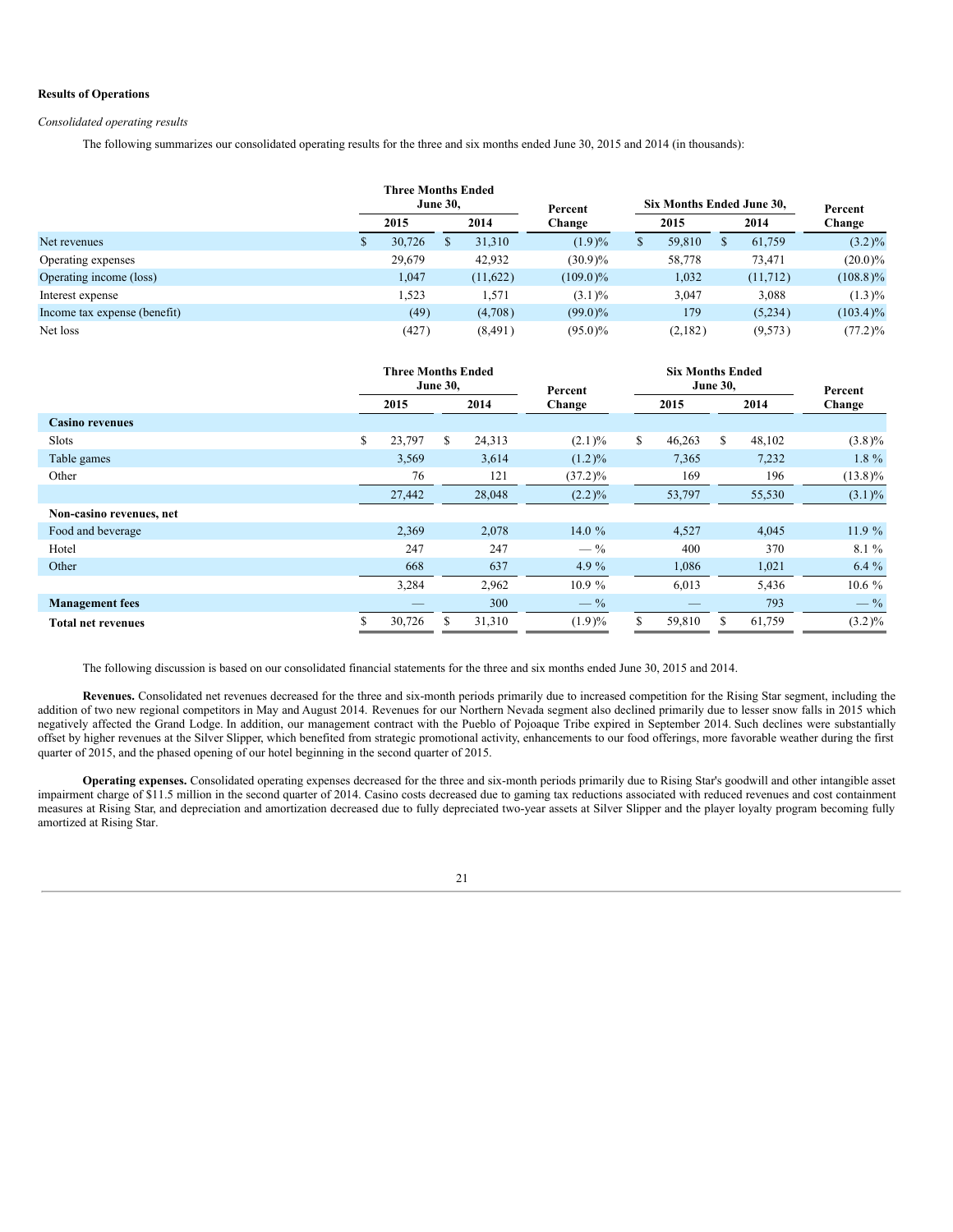**Results of Operations**

*Consolidated operating results*

The following summarizes our consolidated operating results for the three and six months ended June 30, 2015 and 2014 (in thousands):

| | Three Months Ended June 30, | | Percent Change | Six Months Ended June 30, | | Percent Change |
|---|---|---|---|---|---|---|
| | 2015 | 2014 | | 2015 | 2014 | |
| Net revenues | $ 30,726 | $ 31,310 | (1.9)% | $ 59,810 | $ 61,759 | (3.2)% |
| Operating expenses | 29,679 | 42,932 | (30.9)% | 58,778 | 73,471 | (20.0)% |
| Operating income (loss) | 1,047 | (11,622) | (109.0)% | 1,032 | (11,712) | (108.8)% |
| Interest expense | 1,523 | 1,571 | (3.1)% | 3,047 | 3,088 | (1.3)% |
| Income tax expense (benefit) | (49) | (4,708) | (99.0)% | 179 | (5,234) | (103.4)% |
| Net loss | (427) | (8,491) | (95.0)% | (2,182) | (9,573) | (77.2)% |

| | Three Months Ended June 30, | | Percent Change | Six Months Ended June 30, | | Percent Change |
|---|---|---|---|---|---|---|
| | 2015 | 2014 | | 2015 | 2014 | |
| **Casino revenues** | | | | | | |
| Slots | $ 23,797 | $ 24,313 | (2.1)% | $ 46,263 | $ 48,102 | (3.8)% |
| Table games | 3,569 | 3,614 | (1.2)% | 7,365 | 7,232 | 1.8 % |
| Other | 76 | 121 | (37.2)% | 169 | 196 | (13.8)% |
| | 27,442 | 28,048 | (2.2)% | 53,797 | 55,530 | (3.1)% |
| **Non-casino revenues, net** | | | | | | |
| Food and beverage | 2,369 | 2,078 | 14.0 % | 4,527 | 4,045 | 11.9 % |
| Hotel | 247 | 247 | — % | 400 | 370 | 8.1 % |
| Other | 668 | 637 | 4.9 % | 1,086 | 1,021 | 6.4 % |
| | 3,284 | 2,962 | 10.9 % | 6,013 | 5,436 | 10.6 % |
| **Management fees** | — | 300 | — % | — | 793 | — % |
| **Total net revenues** | $ 30,726 | $ 31,310 | (1.9)% | $ 59,810 | $ 61,759 | (3.2)% |

The following discussion is based on our consolidated financial statements for the three and six months ended June 30, 2015 and 2014.

**Revenues.** Consolidated net revenues decreased for the three and six-month periods primarily due to increased competition for the Rising Star segment, including the addition of two new regional competitors in May and August 2014. Revenues for our Northern Nevada segment also declined primarily due to lesser snow falls in 2015 which negatively affected the Grand Lodge. In addition, our management contract with the Pueblo of Pojoaque Tribe expired in September 2014. Such declines were substantially offset by higher revenues at the Silver Slipper, which benefited from strategic promotional activity, enhancements to our food offerings, more favorable weather during the first quarter of 2015, and the phased opening of our hotel beginning in the second quarter of 2015.

**Operating expenses.** Consolidated operating expenses decreased for the three and six-month periods primarily due to Rising Star's goodwill and other intangible asset impairment charge of $11.5 million in the second quarter of 2014. Casino costs decreased due to gaming tax reductions associated with reduced revenues and cost containment measures at Rising Star, and depreciation and amortization decreased due to fully depreciated two-year assets at Silver Slipper and the player loyalty program becoming fully amortized at Rising Star.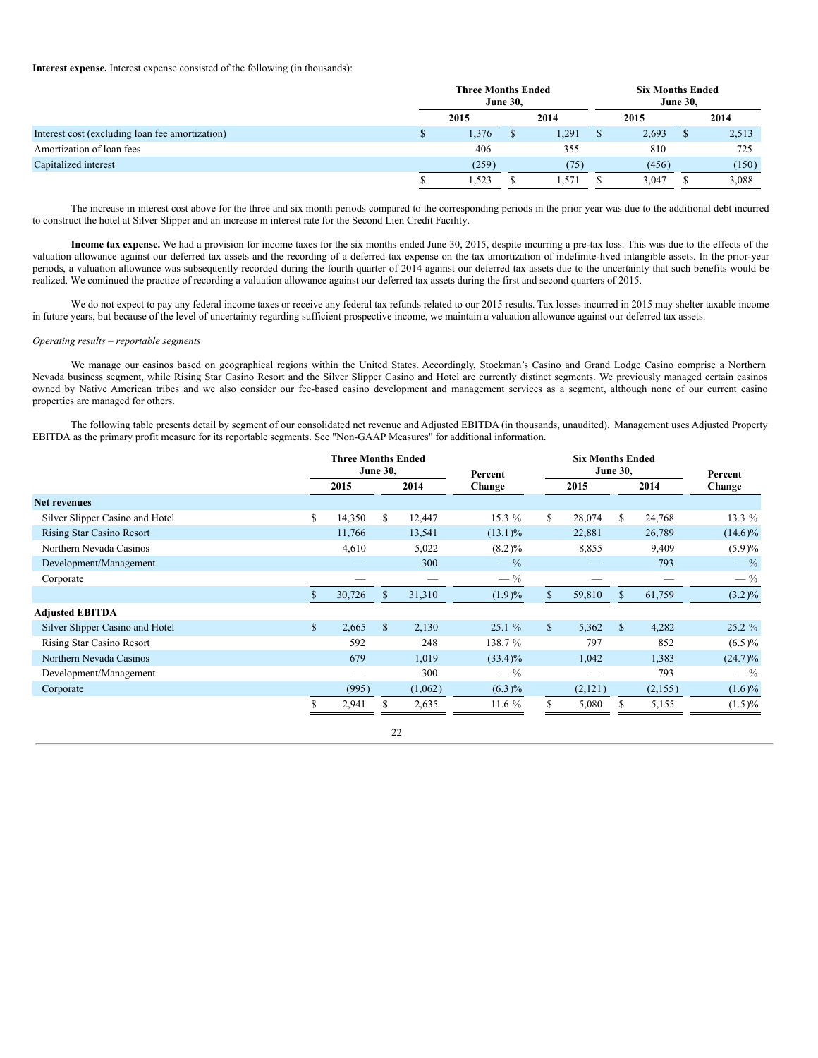**Interest expense.** Interest expense consisted of the following (in thousands):

| | Three Months Ended June 30, | | Six Months Ended June 30, | |
|---|---|---|---|---|
| | 2015 | 2014 | 2015 | 2014 |
| Interest cost (excluding loan fee amortization) | $ 1,376 | $ 1,291 | $ 2,693 | $ 2,513 |
| Amortization of loan fees | 406 | 355 | 810 | 725 |
| Capitalized interest | (259) | (75) | (456) | (150) |
| | $ 1,523 | $ 1,571 | $ 3,047 | $ 3,088 |

The increase in interest cost above for the three and six month periods compared to the corresponding periods in the prior year was due to the additional debt incurred to construct the hotel at Silver Slipper and an increase in interest rate for the Second Lien Credit Facility.

**Income tax expense.** We had a provision for income taxes for the six months ended June 30, 2015, despite incurring a pre-tax loss. This was due to the effects of the valuation allowance against our deferred tax assets and the recording of a deferred tax expense on the tax amortization of indefinite-lived intangible assets. In the prior-year periods, a valuation allowance was subsequently recorded during the fourth quarter of 2014 against our deferred tax assets due to the uncertainty that such benefits would be realized. We continued the practice of recording a valuation allowance against our deferred tax assets during the first and second quarters of 2015.

We do not expect to pay any federal income taxes or receive any federal tax refunds related to our 2015 results. Tax losses incurred in 2015 may shelter taxable income in future years, but because of the level of uncertainty regarding sufficient prospective income, we maintain a valuation allowance against our deferred tax assets.

*Operating results – reportable segments*

We manage our casinos based on geographical regions within the United States. Accordingly, Stockman's Casino and Grand Lodge Casino comprise a Northern Nevada business segment, while Rising Star Casino Resort and the Silver Slipper Casino and Hotel are currently distinct segments. We previously managed certain casinos owned by Native American tribes and we also consider our fee-based casino development and management services as a segment, although none of our current casino properties are managed for others.

The following table presents detail by segment of our consolidated net revenue and Adjusted EBITDA (in thousands, unaudited). Management uses Adjusted Property EBITDA as the primary profit measure for its reportable segments. See "Non-GAAP Measures" for additional information.

| | Three Months Ended June 30, | | Percent Change | Six Months Ended June 30, | | Percent Change |
|---|---|---|---|---|---|---|
| | 2015 | 2014 | | 2015 | 2014 | |
| **Net revenues** | | | | | | |
| Silver Slipper Casino and Hotel | $ 14,350 | $ 12,447 | 15.3 % | $ 28,074 | $ 24,768 | 13.3 % |
| Rising Star Casino Resort | 11,766 | 13,541 | (13.1)% | 22,881 | 26,789 | (14.6)% |
| Northern Nevada Casinos | 4,610 | 5,022 | (8.2)% | 8,855 | 9,409 | (5.9)% |
| Development/Management | — | 300 | — % | — | 793 | — % |
| Corporate | — | — | — % | — | — | — % |
| | $ 30,726 | $ 31,310 | (1.9)% | $ 59,810 | $ 61,759 | (3.2)% |
| **Adjusted EBITDA** | | | | | | |
| Silver Slipper Casino and Hotel | $ 2,665 | $ 2,130 | 25.1 % | $ 5,362 | $ 4,282 | 25.2 % |
| Rising Star Casino Resort | 592 | 248 | 138.7 % | 797 | 852 | (6.5)% |
| Northern Nevada Casinos | 679 | 1,019 | (33.4)% | 1,042 | 1,383 | (24.7)% |
| Development/Management | — | 300 | — % | — | 793 | — % |
| Corporate | (995) | (1,062) | (6.3)% | (2,121) | (2,155) | (1.6)% |
| | $ 2,941 | $ 2,635 | 11.6 % | $ 5,080 | $ 5,155 | (1.5)% |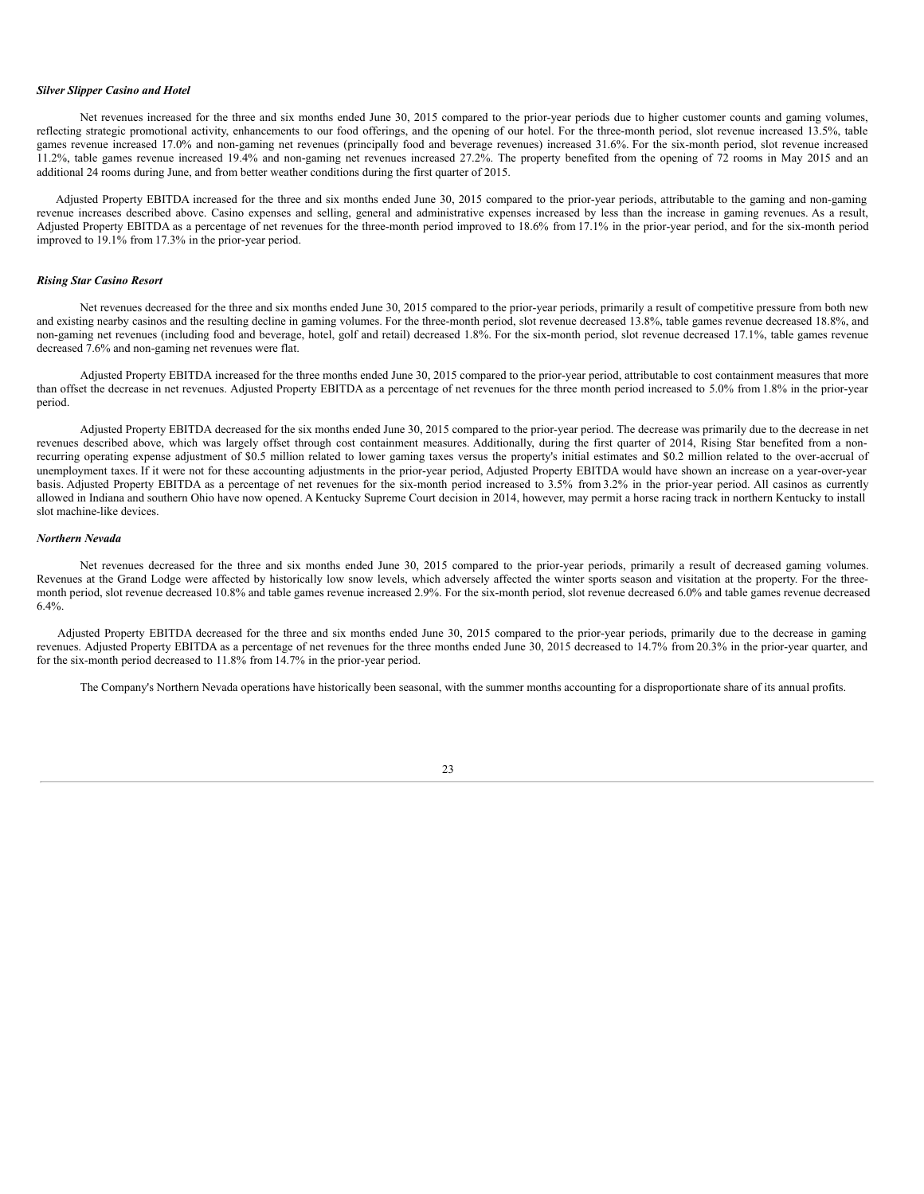***Silver Slipper Casino and Hotel***

Net revenues increased for the three and six months ended June 30, 2015 compared to the prior-year periods due to higher customer counts and gaming volumes, reflecting strategic promotional activity, enhancements to our food offerings, and the opening of our hotel. For the three-month period, slot revenue increased 13.5%, table games revenue increased 17.0% and non-gaming net revenues (principally food and beverage revenues) increased 31.6%. For the six-month period, slot revenue increased 11.2%, table games revenue increased 19.4% and non-gaming net revenues increased 27.2%. The property benefited from the opening of 72 rooms in May 2015 and an additional 24 rooms during June, and from better weather conditions during the first quarter of 2015.

Adjusted Property EBITDA increased for the three and six months ended June 30, 2015 compared to the prior-year periods, attributable to the gaming and non-gaming revenue increases described above. Casino expenses and selling, general and administrative expenses increased by less than the increase in gaming revenues. As a result, Adjusted Property EBITDA as a percentage of net revenues for the three-month period improved to 18.6% from 17.1% in the prior-year period, and for the six-month period improved to 19.1% from 17.3% in the prior-year period.

***Rising Star Casino Resort***

Net revenues decreased for the three and six months ended June 30, 2015 compared to the prior-year periods, primarily a result of competitive pressure from both new and existing nearby casinos and the resulting decline in gaming volumes. For the three-month period, slot revenue decreased 13.8%, table games revenue decreased 18.8%, and non-gaming net revenues (including food and beverage, hotel, golf and retail) decreased 1.8%. For the six-month period, slot revenue decreased 17.1%, table games revenue decreased 7.6% and non-gaming net revenues were flat.

Adjusted Property EBITDA increased for the three months ended June 30, 2015 compared to the prior-year period, attributable to cost containment measures that more than offset the decrease in net revenues. Adjusted Property EBITDA as a percentage of net revenues for the three month period increased to 5.0% from 1.8% in the prior-year period.

Adjusted Property EBITDA decreased for the six months ended June 30, 2015 compared to the prior-year period. The decrease was primarily due to the decrease in net revenues described above, which was largely offset through cost containment measures. Additionally, during the first quarter of 2014, Rising Star benefited from a non-recurring operating expense adjustment of $0.5 million related to lower gaming taxes versus the property's initial estimates and $0.2 million related to the over-accrual of unemployment taxes. If it were not for these accounting adjustments in the prior-year period, Adjusted Property EBITDA would have shown an increase on a year-over-year basis. Adjusted Property EBITDA as a percentage of net revenues for the six-month period increased to 3.5% from 3.2% in the prior-year period. All casinos as currently allowed in Indiana and southern Ohio have now opened. A Kentucky Supreme Court decision in 2014, however, may permit a horse racing track in northern Kentucky to install slot machine-like devices.

***Northern Nevada***

Net revenues decreased for the three and six months ended June 30, 2015 compared to the prior-year periods, primarily a result of decreased gaming volumes. Revenues at the Grand Lodge were affected by historically low snow levels, which adversely affected the winter sports season and visitation at the property. For the three-month period, slot revenue decreased 10.8% and table games revenue increased 2.9%. For the six-month period, slot revenue decreased 6.0% and table games revenue decreased 6.4%.

Adjusted Property EBITDA decreased for the three and six months ended June 30, 2015 compared to the prior-year periods, primarily due to the decrease in gaming revenues. Adjusted Property EBITDA as a percentage of net revenues for the three months ended June 30, 2015 decreased to 14.7% from 20.3% in the prior-year quarter, and for the six-month period decreased to 11.8% from 14.7% in the prior-year period.

The Company's Northern Nevada operations have historically been seasonal, with the summer months accounting for a disproportionate share of its annual profits.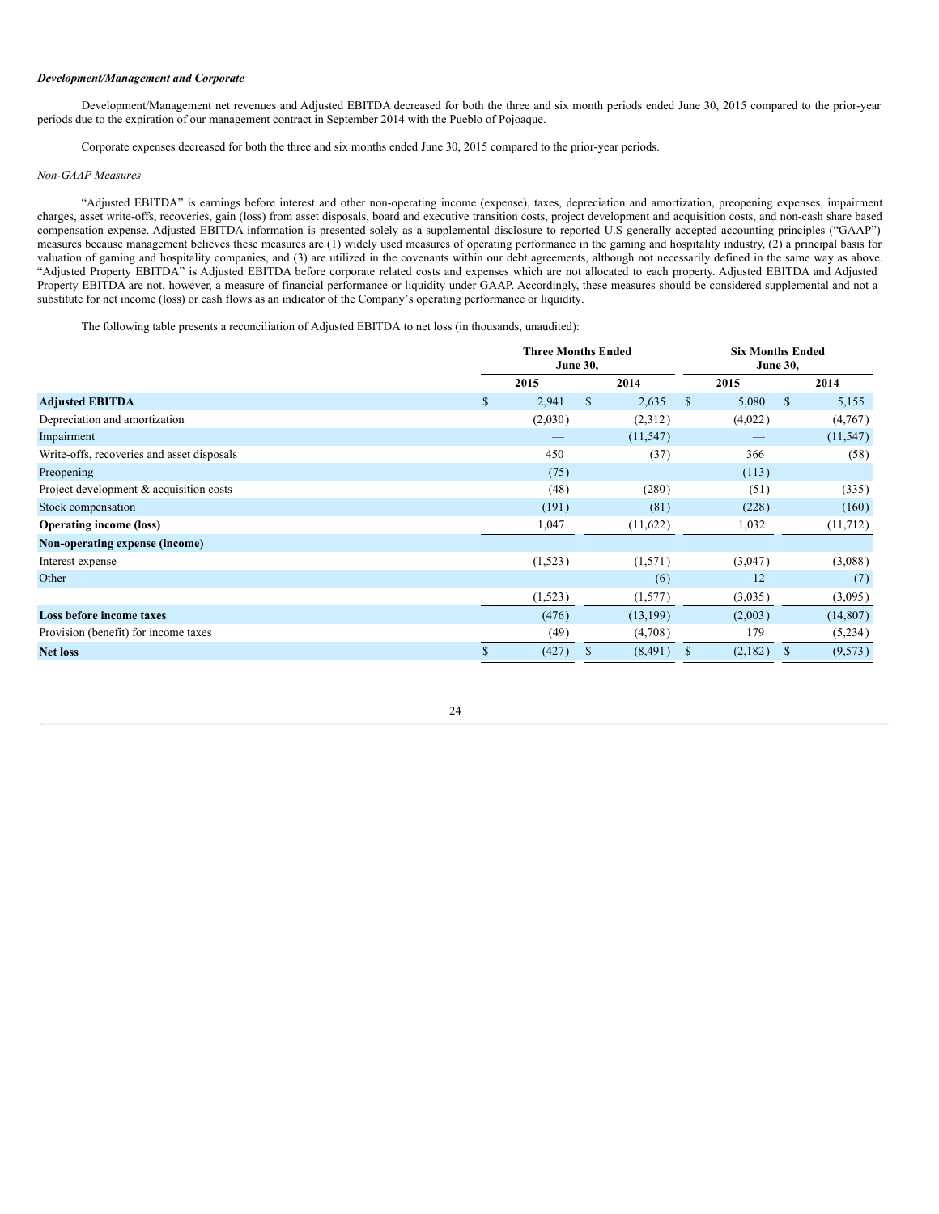***Development/Management and Corporate***

Development/Management net revenues and Adjusted EBITDA decreased for both the three and six month periods ended June 30, 2015 compared to the prior-year periods due to the expiration of our management contract in September 2014 with the Pueblo of Pojoaque.

Corporate expenses decreased for both the three and six months ended June 30, 2015 compared to the prior-year periods.

*Non-GAAP Measures*

"Adjusted EBITDA" is earnings before interest and other non-operating income (expense), taxes, depreciation and amortization, preopening expenses, impairment charges, asset write-offs, recoveries, gain (loss) from asset disposals, board and executive transition costs, project development and acquisition costs, and non-cash share based compensation expense. Adjusted EBITDA information is presented solely as a supplemental disclosure to reported U.S generally accepted accounting principles ("GAAP") measures because management believes these measures are (1) widely used measures of operating performance in the gaming and hospitality industry, (2) a principal basis for valuation of gaming and hospitality companies, and (3) are utilized in the covenants within our debt agreements, although not necessarily defined in the same way as above. "Adjusted Property EBITDA" is Adjusted EBITDA before corporate related costs and expenses which are not allocated to each property. Adjusted EBITDA and Adjusted Property EBITDA are not, however, a measure of financial performance or liquidity under GAAP. Accordingly, these measures should be considered supplemental and not a substitute for net income (loss) or cash flows as an indicator of the Company's operating performance or liquidity.

The following table presents a reconciliation of Adjusted EBITDA to net loss (in thousands, unaudited):

| | Three Months Ended June 30, | | Six Months Ended June 30, | |
|---|---|---|---|---|
| | 2015 | 2014 | 2015 | 2014 |
| **Adjusted EBITDA** | $ 2,941 | $ 2,635 | $ 5,080 | $ 5,155 |
| Depreciation and amortization | (2,030) | (2,312) | (4,022) | (4,767) |
| Impairment | — | (11,547) | — | (11,547) |
| Write-offs, recoveries and asset disposals | 450 | (37) | 366 | (58) |
| Preopening | (75) | — | (113) | — |
| Project development & acquisition costs | (48) | (280) | (51) | (335) |
| Stock compensation | (191) | (81) | (228) | (160) |
| **Operating income (loss)** | 1,047 | (11,622) | 1,032 | (11,712) |
| **Non-operating expense (income)** | | | | |
| Interest expense | (1,523) | (1,571) | (3,047) | (3,088) |
| Other | — | (6) | 12 | (7) |
| | (1,523) | (1,577) | (3,035) | (3,095) |
| **Loss before income taxes** | (476) | (13,199) | (2,003) | (14,807) |
| Provision (benefit) for income taxes | (49) | (4,708) | 179 | (5,234) |
| **Net loss** | $ (427) | $ (8,491) | $ (2,182) | $ (9,573) |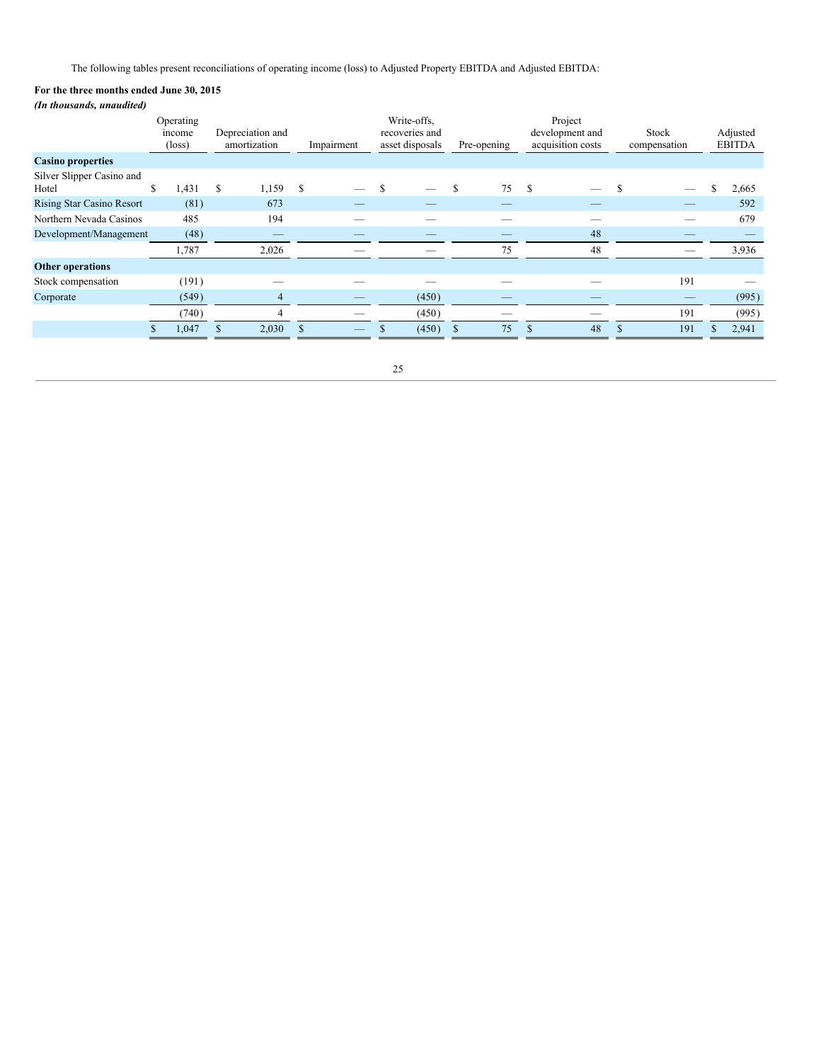The following tables present reconciliations of operating income (loss) to Adjusted Property EBITDA and Adjusted EBITDA:

**For the three months ended June 30, 2015**

***(In thousands, unaudited)***

| | Operating income (loss) | Depreciation and amortization | Impairment | Write-offs, recoveries and asset disposals | Pre-opening | Project development and acquisition costs | Stock compensation | Adjusted EBITDA |
|---|---|---|---|---|---|---|---|---|
| **Casino properties** | | | | | | | | |
| Silver Slipper Casino and Hotel | $ 1,431 | $ 1,159 | $ — | $ — | $ 75 | $ — | $ — | $ 2,665 |
| Rising Star Casino Resort | (81) | 673 | — | — | — | — | — | 592 |
| Northern Nevada Casinos | 485 | 194 | — | — | — | — | — | 679 |
| Development/Management | (48) | — | — | — | — | 48 | — | — |
| | 1,787 | 2,026 | — | — | 75 | 48 | — | 3,936 |
| **Other operations** | | | | | | | | |
| Stock compensation | (191) | — | — | — | — | — | 191 | — |
| Corporate | (549) | 4 | — | (450) | — | — | — | (995) |
| | (740) | 4 | — | (450) | — | — | 191 | (995) |
| | $ 1,047 | $ 2,030 | $ — | $ (450) | $ 75 | $ 48 | $ 191 | $ 2,941 |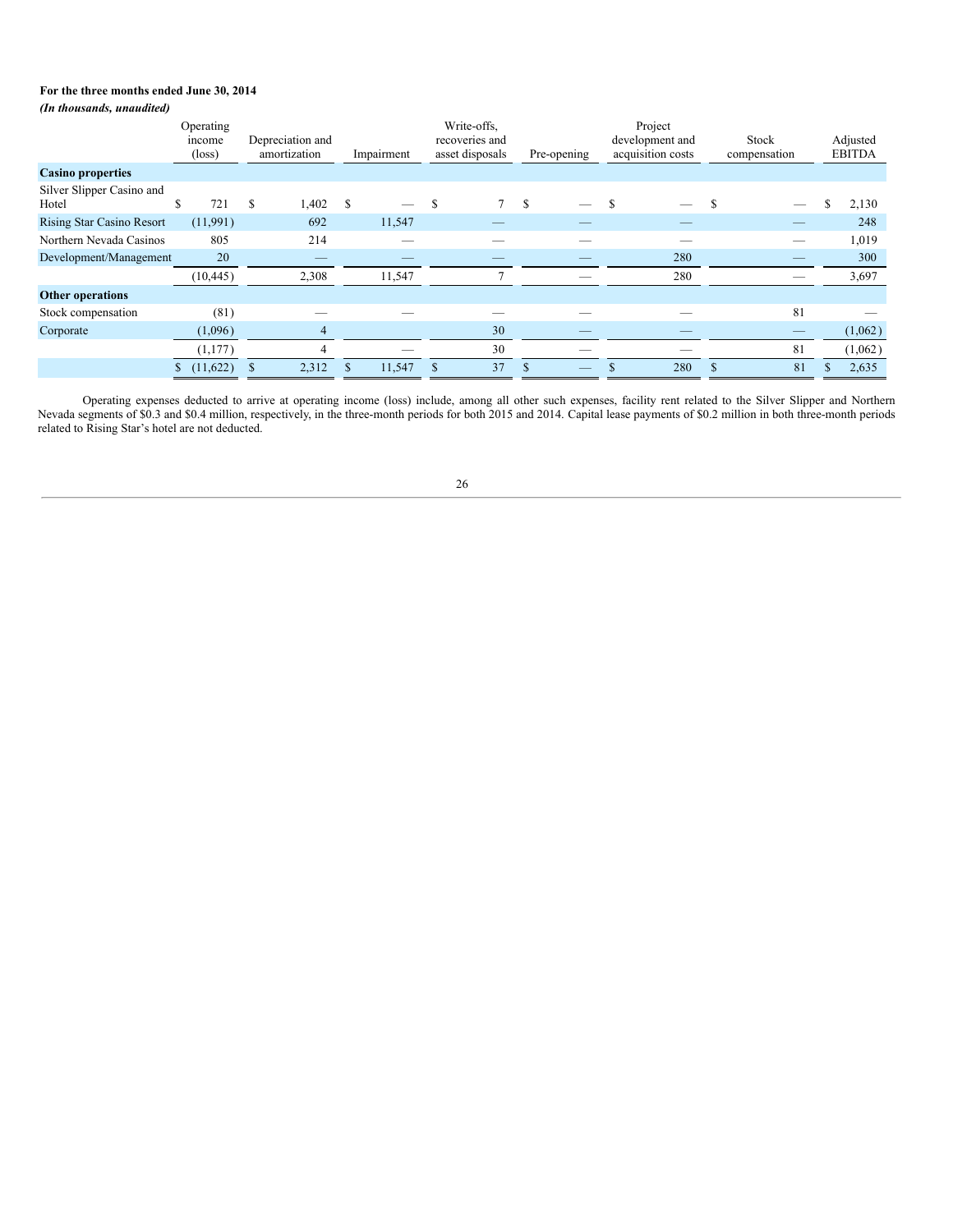**For the three months ended June 30, 2014**

***(In thousands, unaudited)***

| | Operating income (loss) | Depreciation and amortization | Impairment | Write-offs, recoveries and asset disposals | Pre-opening | Project development and acquisition costs | Stock compensation | Adjusted EBITDA |
|---|---|---|---|---|---|---|---|---|
| **Casino properties** | | | | | | | | |
| Silver Slipper Casino and Hotel | $ 721 | $ 1,402 | $ — | $ 7 | $ — | $ — | $ — | $ 2,130 |
| Rising Star Casino Resort | (11,991) | 692 | 11,547 | — | — | — | — | 248 |
| Northern Nevada Casinos | 805 | 214 | — | — | — | — | — | 1,019 |
| Development/Management | 20 | — | — | — | — | 280 | — | 300 |
| | (10,445) | 2,308 | 11,547 | 7 | — | 280 | — | 3,697 |
| **Other operations** | | | | | | | | |
| Stock compensation | (81) | — | — | — | — | — | 81 | — |
| Corporate | (1,096) | 4 | | 30 | — | — | — | (1,062) |
| | (1,177) | 4 | — | 30 | — | — | 81 | (1,062) |
| | $ (11,622) | $ 2,312 | $ 11,547 | $ 37 | $ — | $ 280 | $ 81 | $ 2,635 |

Operating expenses deducted to arrive at operating income (loss) include, among all other such expenses, facility rent related to the Silver Slipper and Northern Nevada segments of $0.3 and $0.4 million, respectively, in the three-month periods for both 2015 and 2014. Capital lease payments of $0.2 million in both three-month periods related to Rising Star's hotel are not deducted.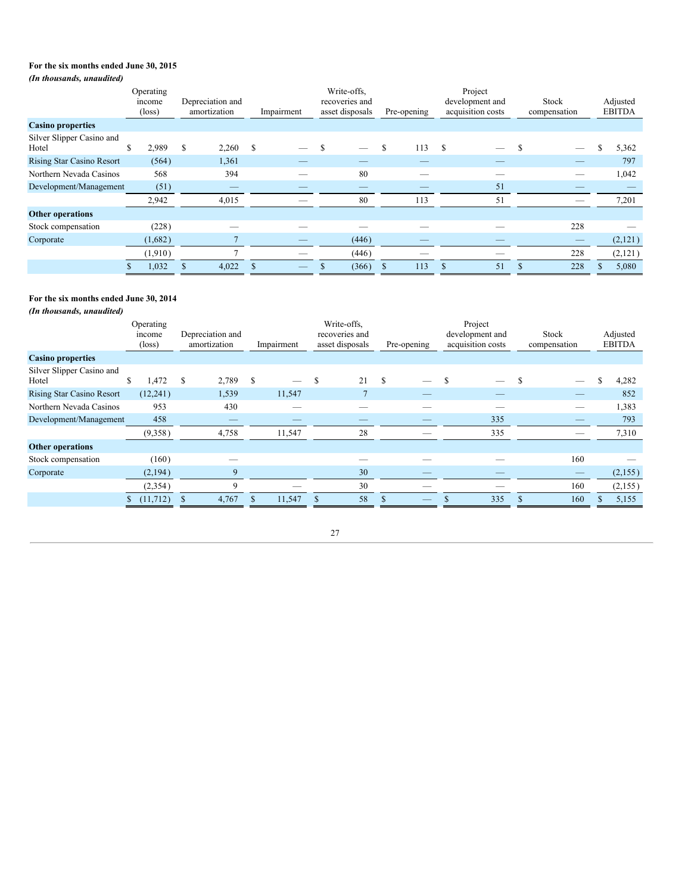**For the six months ended June 30, 2015**

***(In thousands, unaudited)***

| | Operating income (loss) | Depreciation and amortization | Impairment | Write-offs, recoveries and asset disposals | Pre-opening | Project development and acquisition costs | Stock compensation | Adjusted EBITDA |
|---|---|---|---|---|---|---|---|---|
| **Casino properties** | | | | | | | | |
| Silver Slipper Casino and Hotel | $ 2,989 | $ 2,260 | $ — | $ — | $ 113 | $ — | $ — | $ 5,362 |
| Rising Star Casino Resort | (564) | 1,361 | — | — | — | — | — | 797 |
| Northern Nevada Casinos | 568 | 394 | — | 80 | — | — | — | 1,042 |
| Development/Management | (51) | — | — | — | — | 51 | — | — |
| | 2,942 | 4,015 | — | 80 | 113 | 51 | — | 7,201 |
| **Other operations** | | | | | | | | |
| Stock compensation | (228) | — | — | — | — | — | 228 | — |
| Corporate | (1,682) | 7 | — | (446) | — | — | — | (2,121) |
| | (1,910) | 7 | — | (446) | — | — | 228 | (2,121) |
| | $ 1,032 | $ 4,022 | $ — | $ (366) | $ 113 | $ 51 | $ 228 | $ 5,080 |

**For the six months ended June 30, 2014**

***(In thousands, unaudited)***

| | Operating income (loss) | Depreciation and amortization | Impairment | Write-offs, recoveries and asset disposals | Pre-opening | Project development and acquisition costs | Stock compensation | Adjusted EBITDA |
|---|---|---|---|---|---|---|---|---|
| **Casino properties** | | | | | | | | |
| Silver Slipper Casino and Hotel | $ 1,472 | $ 2,789 | $ — | $ 21 | $ — | $ — | $ — | $ 4,282 |
| Rising Star Casino Resort | (12,241) | 1,539 | 11,547 | 7 | — | — | — | 852 |
| Northern Nevada Casinos | 953 | 430 | — | — | — | — | — | 1,383 |
| Development/Management | 458 | — | — | — | — | 335 | — | 793 |
| | (9,358) | 4,758 | 11,547 | 28 | — | 335 | — | 7,310 |
| **Other operations** | | | | | | | | |
| Stock compensation | (160) | — | | — | — | — | 160 | — |
| Corporate | (2,194) | 9 | | 30 | — | — | — | (2,155) |
| | (2,354) | 9 | — | 30 | — | — | 160 | (2,155) |
| | $ (11,712) | $ 4,767 | $ 11,547 | $ 58 | $ — | $ 335 | $ 160 | $ 5,155 |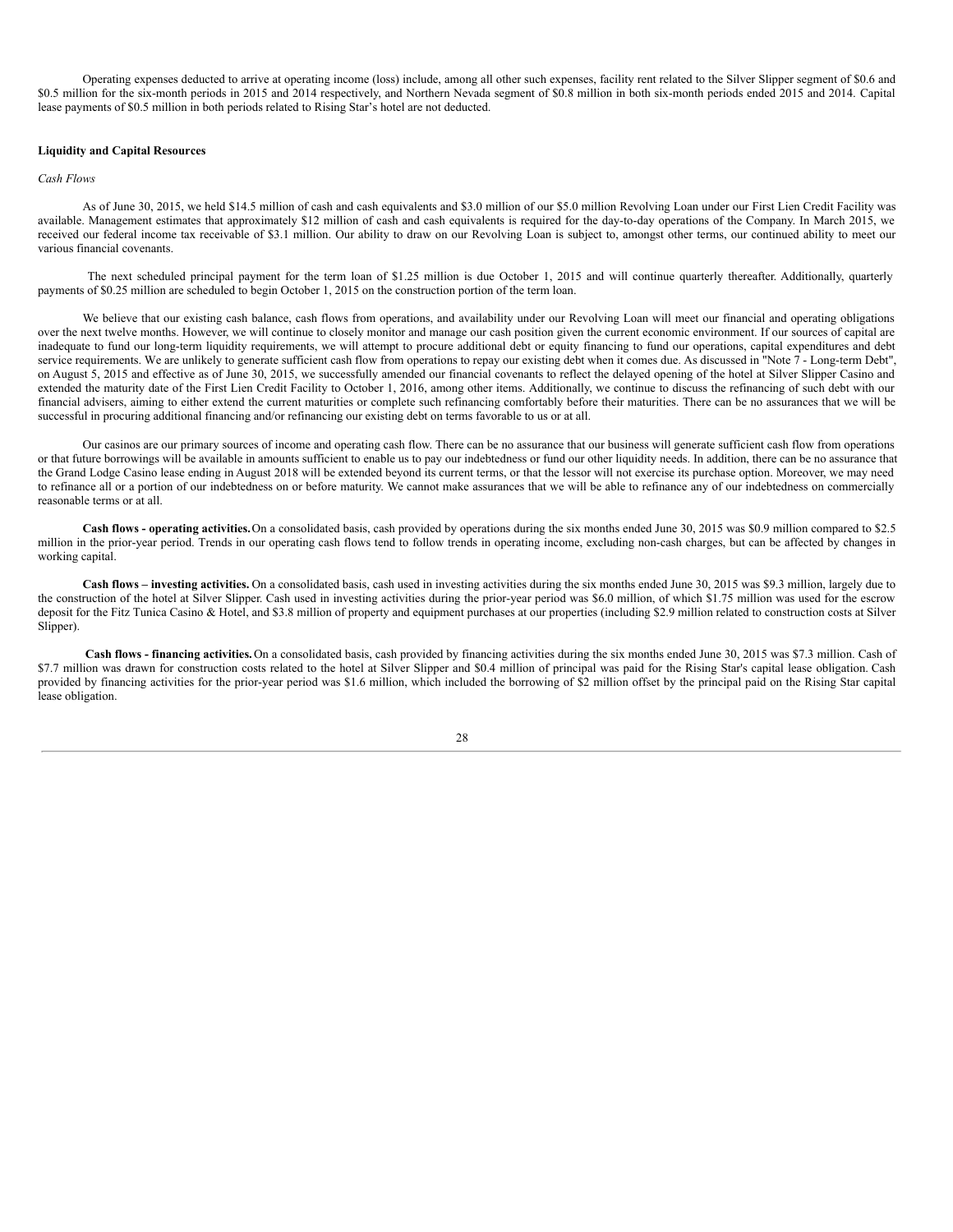Operating expenses deducted to arrive at operating income (loss) include, among all other such expenses, facility rent related to the Silver Slipper segment of $0.6 and $0.5 million for the six-month periods in 2015 and 2014 respectively, and Northern Nevada segment of $0.8 million in both six-month periods ended 2015 and 2014. Capital lease payments of $0.5 million in both periods related to Rising Star's hotel are not deducted.

**Liquidity and Capital Resources**

*Cash Flows*

As of June 30, 2015, we held $14.5 million of cash and cash equivalents and $3.0 million of our $5.0 million Revolving Loan under our First Lien Credit Facility was available. Management estimates that approximately $12 million of cash and cash equivalents is required for the day-to-day operations of the Company. In March 2015, we received our federal income tax receivable of $3.1 million. Our ability to draw on our Revolving Loan is subject to, amongst other terms, our continued ability to meet our various financial covenants.

The next scheduled principal payment for the term loan of $1.25 million is due October 1, 2015 and will continue quarterly thereafter. Additionally, quarterly payments of $0.25 million are scheduled to begin October 1, 2015 on the construction portion of the term loan.

We believe that our existing cash balance, cash flows from operations, and availability under our Revolving Loan will meet our financial and operating obligations over the next twelve months. However, we will continue to closely monitor and manage our cash position given the current economic environment. If our sources of capital are inadequate to fund our long-term liquidity requirements, we will attempt to procure additional debt or equity financing to fund our operations, capital expenditures and debt service requirements. We are unlikely to generate sufficient cash flow from operations to repay our existing debt when it comes due. As discussed in "Note 7 - Long-term Debt", on August 5, 2015 and effective as of June 30, 2015, we successfully amended our financial covenants to reflect the delayed opening of the hotel at Silver Slipper Casino and extended the maturity date of the First Lien Credit Facility to October 1, 2016, among other items. Additionally, we continue to discuss the refinancing of such debt with our financial advisers, aiming to either extend the current maturities or complete such refinancing comfortably before their maturities. There can be no assurances that we will be successful in procuring additional financing and/or refinancing our existing debt on terms favorable to us or at all.

Our casinos are our primary sources of income and operating cash flow. There can be no assurance that our business will generate sufficient cash flow from operations or that future borrowings will be available in amounts sufficient to enable us to pay our indebtedness or fund our other liquidity needs. In addition, there can be no assurance that the Grand Lodge Casino lease ending in August 2018 will be extended beyond its current terms, or that the lessor will not exercise its purchase option. Moreover, we may need to refinance all or a portion of our indebtedness on or before maturity. We cannot make assurances that we will be able to refinance any of our indebtedness on commercially reasonable terms or at all.

**Cash flows - operating activities.** On a consolidated basis, cash provided by operations during the six months ended June 30, 2015 was $0.9 million compared to $2.5 million in the prior-year period. Trends in our operating cash flows tend to follow trends in operating income, excluding non-cash charges, but can be affected by changes in working capital.

**Cash flows – investing activities.** On a consolidated basis, cash used in investing activities during the six months ended June 30, 2015 was $9.3 million, largely due to the construction of the hotel at Silver Slipper. Cash used in investing activities during the prior-year period was $6.0 million, of which $1.75 million was used for the escrow deposit for the Fitz Tunica Casino & Hotel, and $3.8 million of property and equipment purchases at our properties (including $2.9 million related to construction costs at Silver Slipper).

**Cash flows - financing activities.** On a consolidated basis, cash provided by financing activities during the six months ended June 30, 2015 was $7.3 million. Cash of $7.7 million was drawn for construction costs related to the hotel at Silver Slipper and $0.4 million of principal was paid for the Rising Star's capital lease obligation. Cash provided by financing activities for the prior-year period was $1.6 million, which included the borrowing of $2 million offset by the principal paid on the Rising Star capital lease obligation.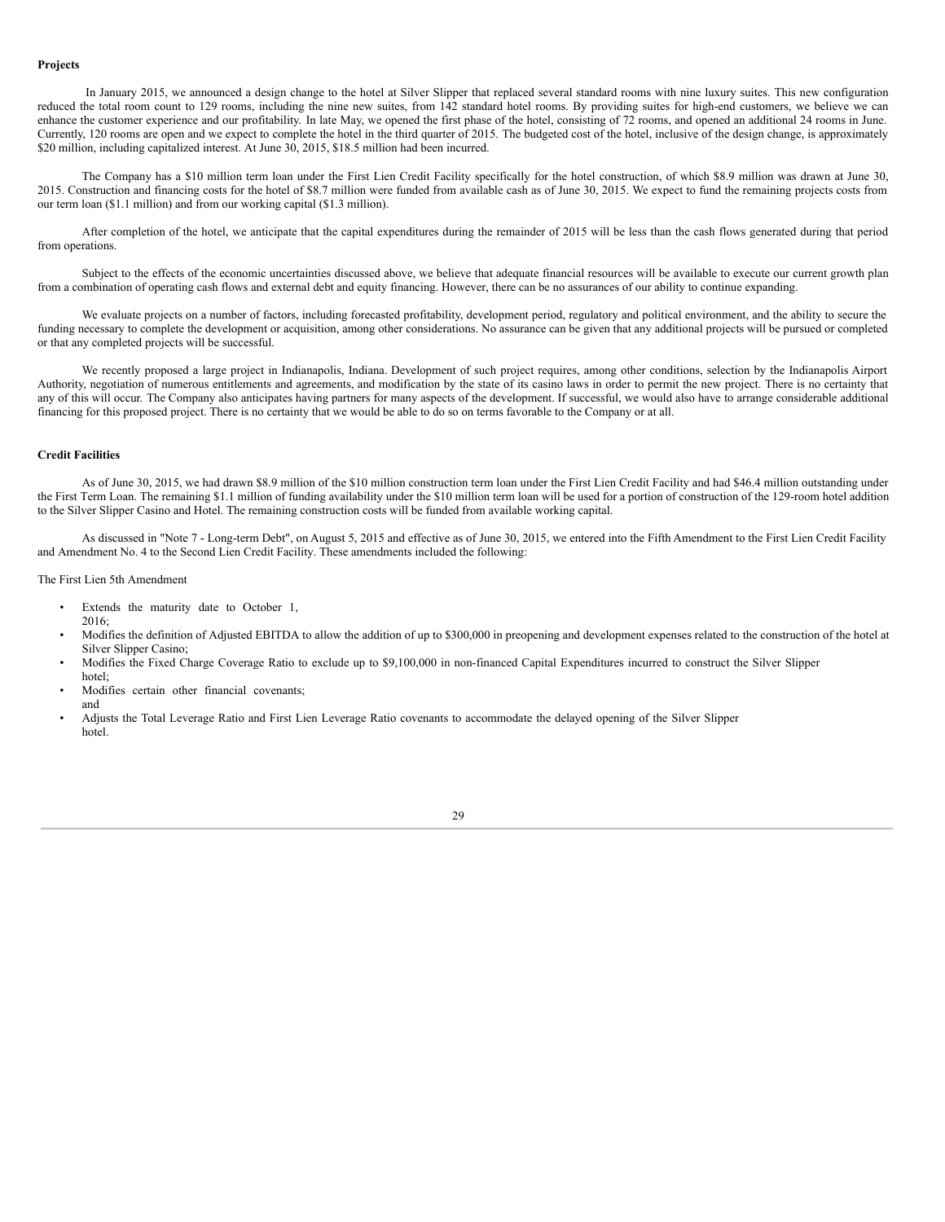**Projects**

In January 2015, we announced a design change to the hotel at Silver Slipper that replaced several standard rooms with nine luxury suites. This new configuration reduced the total room count to 129 rooms, including the nine new suites, from 142 standard hotel rooms. By providing suites for high-end customers, we believe we can enhance the customer experience and our profitability. In late May, we opened the first phase of the hotel, consisting of 72 rooms, and opened an additional 24 rooms in June. Currently, 120 rooms are open and we expect to complete the hotel in the third quarter of 2015. The budgeted cost of the hotel, inclusive of the design change, is approximately \$20 million, including capitalized interest. At June 30, 2015, \$18.5 million had been incurred.

The Company has a \$10 million term loan under the First Lien Credit Facility specifically for the hotel construction, of which \$8.9 million was drawn at June 30, 2015. Construction and financing costs for the hotel of \$8.7 million were funded from available cash as of June 30, 2015. We expect to fund the remaining projects costs from our term loan (\$1.1 million) and from our working capital (\$1.3 million).

After completion of the hotel, we anticipate that the capital expenditures during the remainder of 2015 will be less than the cash flows generated during that period from operations.

Subject to the effects of the economic uncertainties discussed above, we believe that adequate financial resources will be available to execute our current growth plan from a combination of operating cash flows and external debt and equity financing. However, there can be no assurances of our ability to continue expanding.

We evaluate projects on a number of factors, including forecasted profitability, development period, regulatory and political environment, and the ability to secure the funding necessary to complete the development or acquisition, among other considerations. No assurance can be given that any additional projects will be pursued or completed or that any completed projects will be successful.

We recently proposed a large project in Indianapolis, Indiana. Development of such project requires, among other conditions, selection by the Indianapolis Airport Authority, negotiation of numerous entitlements and agreements, and modification by the state of its casino laws in order to permit the new project. There is no certainty that any of this will occur. The Company also anticipates having partners for many aspects of the development. If successful, we would also have to arrange considerable additional financing for this proposed project. There is no certainty that we would be able to do so on terms favorable to the Company or at all.

**Credit Facilities**

As of June 30, 2015, we had drawn \$8.9 million of the \$10 million construction term loan under the First Lien Credit Facility and had \$46.4 million outstanding under the First Term Loan. The remaining \$1.1 million of funding availability under the \$10 million term loan will be used for a portion of construction of the 129-room hotel addition to the Silver Slipper Casino and Hotel. The remaining construction costs will be funded from available working capital.

As discussed in "Note 7 - Long-term Debt", on August 5, 2015 and effective as of June 30, 2015, we entered into the Fifth Amendment to the First Lien Credit Facility and Amendment No. 4 to the Second Lien Credit Facility. These amendments included the following:

The First Lien 5th Amendment

- Extends the maturity date to October 1, 2016;
- Modifies the definition of Adjusted EBITDA to allow the addition of up to \$300,000 in preopening and development expenses related to the construction of the hotel at Silver Slipper Casino;
- Modifies the Fixed Charge Coverage Ratio to exclude up to \$9,100,000 in non-financed Capital Expenditures incurred to construct the Silver Slipper hotel;
- Modifies certain other financial covenants; and
- Adjusts the Total Leverage Ratio and First Lien Leverage Ratio covenants to accommodate the delayed opening of the Silver Slipper hotel.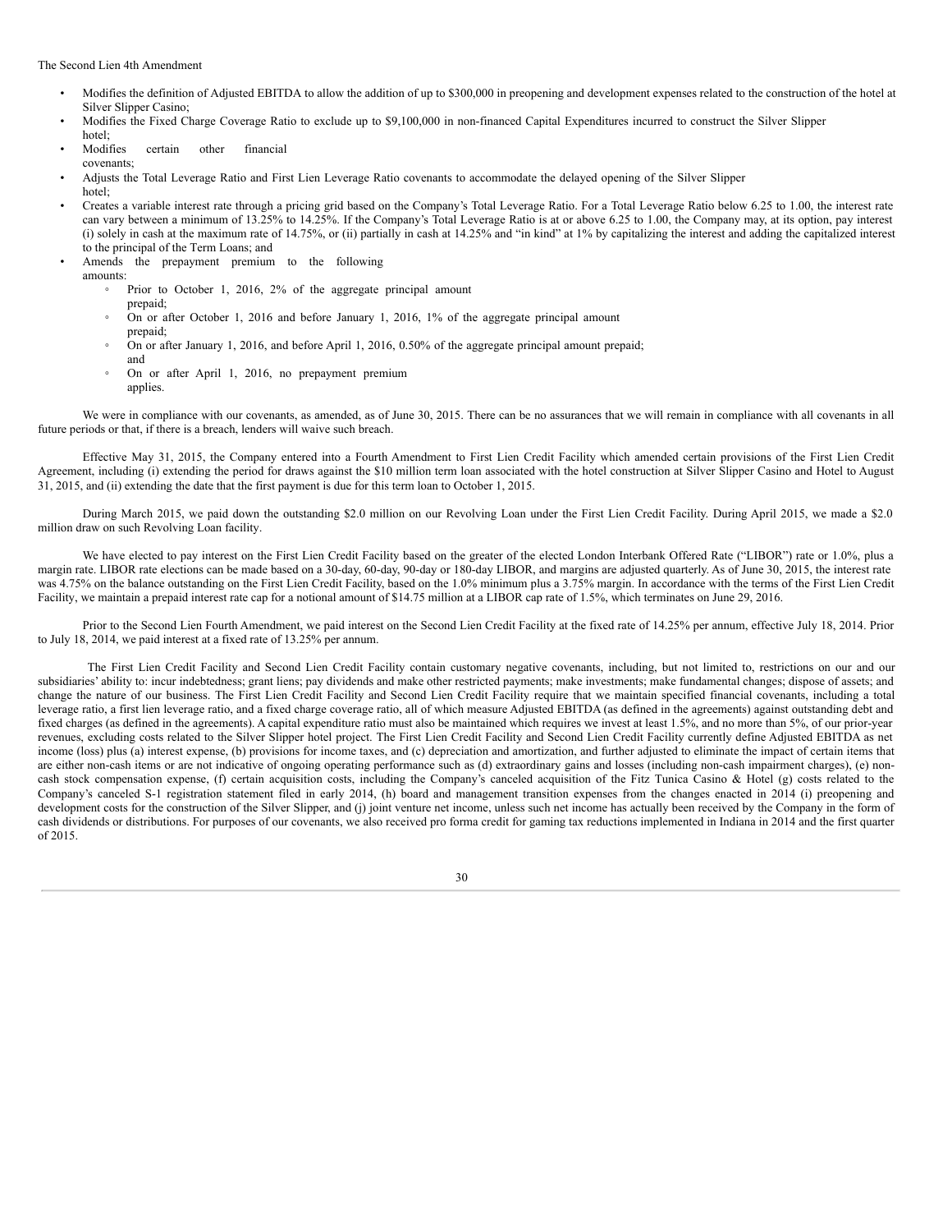The Second Lien 4th Amendment

- Modifies the definition of Adjusted EBITDA to allow the addition of up to $300,000 in preopening and development expenses related to the construction of the hotel at Silver Slipper Casino;
- Modifies the Fixed Charge Coverage Ratio to exclude up to $9,100,000 in non-financed Capital Expenditures incurred to construct the Silver Slipper hotel;
- Modifies certain other financial covenants;
- Adjusts the Total Leverage Ratio and First Lien Leverage Ratio covenants to accommodate the delayed opening of the Silver Slipper hotel;
- Creates a variable interest rate through a pricing grid based on the Company's Total Leverage Ratio. For a Total Leverage Ratio below 6.25 to 1.00, the interest rate can vary between a minimum of 13.25% to 14.25%. If the Company's Total Leverage Ratio is at or above 6.25 to 1.00, the Company may, at its option, pay interest (i) solely in cash at the maximum rate of 14.75%, or (ii) partially in cash at 14.25% and "in kind" at 1% by capitalizing the interest and adding the capitalized interest to the principal of the Term Loans; and
- Amends the prepayment premium to the following amounts:
  - Prior to October 1, 2016, 2% of the aggregate principal amount prepaid;
  - On or after October 1, 2016 and before January 1, 2016, 1% of the aggregate principal amount prepaid;
  - On or after January 1, 2016, and before April 1, 2016, 0.50% of the aggregate principal amount prepaid; and
  - On or after April 1, 2016, no prepayment premium applies.

We were in compliance with our covenants, as amended, as of June 30, 2015. There can be no assurances that we will remain in compliance with all covenants in all future periods or that, if there is a breach, lenders will waive such breach.

Effective May 31, 2015, the Company entered into a Fourth Amendment to First Lien Credit Facility which amended certain provisions of the First Lien Credit Agreement, including (i) extending the period for draws against the $10 million term loan associated with the hotel construction at Silver Slipper Casino and Hotel to August 31, 2015, and (ii) extending the date that the first payment is due for this term loan to October 1, 2015.

During March 2015, we paid down the outstanding $2.0 million on our Revolving Loan under the First Lien Credit Facility. During April 2015, we made a $2.0 million draw on such Revolving Loan facility.

We have elected to pay interest on the First Lien Credit Facility based on the greater of the elected London Interbank Offered Rate ("LIBOR") rate or 1.0%, plus a margin rate. LIBOR rate elections can be made based on a 30-day, 60-day, 90-day or 180-day LIBOR, and margins are adjusted quarterly. As of June 30, 2015, the interest rate was 4.75% on the balance outstanding on the First Lien Credit Facility, based on the 1.0% minimum plus a 3.75% margin. In accordance with the terms of the First Lien Credit Facility, we maintain a prepaid interest rate cap for a notional amount of $14.75 million at a LIBOR cap rate of 1.5%, which terminates on June 29, 2016.

Prior to the Second Lien Fourth Amendment, we paid interest on the Second Lien Credit Facility at the fixed rate of 14.25% per annum, effective July 18, 2014. Prior to July 18, 2014, we paid interest at a fixed rate of 13.25% per annum.

The First Lien Credit Facility and Second Lien Credit Facility contain customary negative covenants, including, but not limited to, restrictions on our and our subsidiaries' ability to: incur indebtedness; grant liens; pay dividends and make other restricted payments; make investments; make fundamental changes; dispose of assets; and change the nature of our business. The First Lien Credit Facility and Second Lien Credit Facility require that we maintain specified financial covenants, including a total leverage ratio, a first lien leverage ratio, and a fixed charge coverage ratio, all of which measure Adjusted EBITDA (as defined in the agreements) against outstanding debt and fixed charges (as defined in the agreements). A capital expenditure ratio must also be maintained which requires we invest at least 1.5%, and no more than 5%, of our prior-year revenues, excluding costs related to the Silver Slipper hotel project. The First Lien Credit Facility and Second Lien Credit Facility currently define Adjusted EBITDA as net income (loss) plus (a) interest expense, (b) provisions for income taxes, and (c) depreciation and amortization, and further adjusted to eliminate the impact of certain items that are either non-cash items or are not indicative of ongoing operating performance such as (d) extraordinary gains and losses (including non-cash impairment charges), (e) non-cash stock compensation expense, (f) certain acquisition costs, including the Company's canceled acquisition of the Fitz Tunica Casino & Hotel (g) costs related to the Company's canceled S-1 registration statement filed in early 2014, (h) board and management transition expenses from the changes enacted in 2014 (i) preopening and development costs for the construction of the Silver Slipper, and (j) joint venture net income, unless such net income has actually been received by the Company in the form of cash dividends or distributions. For purposes of our covenants, we also received pro forma credit for gaming tax reductions implemented in Indiana in 2014 and the first quarter of 2015.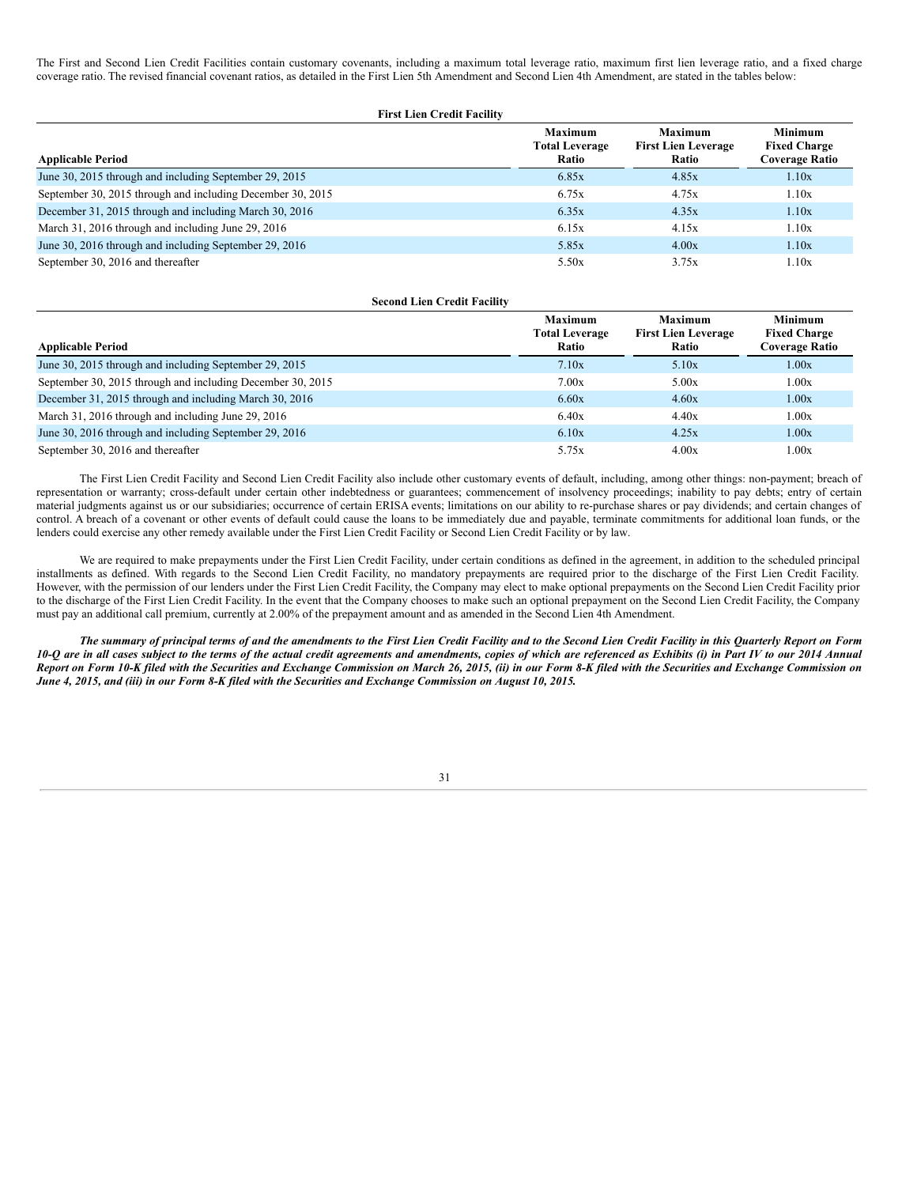The First and Second Lien Credit Facilities contain customary covenants, including a maximum total leverage ratio, maximum first lien leverage ratio, and a fixed charge coverage ratio. The revised financial covenant ratios, as detailed in the First Lien 5th Amendment and Second Lien 4th Amendment, are stated in the tables below:

**First Lien Credit Facility**

| Applicable Period | Maximum Total Leverage Ratio | Maximum First Lien Leverage Ratio | Minimum Fixed Charge Coverage Ratio |
|---|---|---|---|
| June 30, 2015 through and including September 29, 2015 | 6.85x | 4.85x | 1.10x |
| September 30, 2015 through and including December 30, 2015 | 6.75x | 4.75x | 1.10x |
| December 31, 2015 through and including March 30, 2016 | 6.35x | 4.35x | 1.10x |
| March 31, 2016 through and including June 29, 2016 | 6.15x | 4.15x | 1.10x |
| June 30, 2016 through and including September 29, 2016 | 5.85x | 4.00x | 1.10x |
| September 30, 2016 and thereafter | 5.50x | 3.75x | 1.10x |

**Second Lien Credit Facility**

| Applicable Period | Maximum Total Leverage Ratio | Maximum First Lien Leverage Ratio | Minimum Fixed Charge Coverage Ratio |
|---|---|---|---|
| June 30, 2015 through and including September 29, 2015 | 7.10x | 5.10x | 1.00x |
| September 30, 2015 through and including December 30, 2015 | 7.00x | 5.00x | 1.00x |
| December 31, 2015 through and including March 30, 2016 | 6.60x | 4.60x | 1.00x |
| March 31, 2016 through and including June 29, 2016 | 6.40x | 4.40x | 1.00x |
| June 30, 2016 through and including September 29, 2016 | 6.10x | 4.25x | 1.00x |
| September 30, 2016 and thereafter | 5.75x | 4.00x | 1.00x |

The First Lien Credit Facility and Second Lien Credit Facility also include other customary events of default, including, among other things: non-payment; breach of representation or warranty; cross-default under certain other indebtedness or guarantees; commencement of insolvency proceedings; inability to pay debts; entry of certain material judgments against us or our subsidiaries; occurrence of certain ERISA events; limitations on our ability to re-purchase shares or pay dividends; and certain changes of control. A breach of a covenant or other events of default could cause the loans to be immediately due and payable, terminate commitments for additional loan funds, or the lenders could exercise any other remedy available under the First Lien Credit Facility or Second Lien Credit Facility or by law.

We are required to make prepayments under the First Lien Credit Facility, under certain conditions as defined in the agreement, in addition to the scheduled principal installments as defined. With regards to the Second Lien Credit Facility, no mandatory prepayments are required prior to the discharge of the First Lien Credit Facility. However, with the permission of our lenders under the First Lien Credit Facility, the Company may elect to make optional prepayments on the Second Lien Credit Facility prior to the discharge of the First Lien Credit Facility. In the event that the Company chooses to make such an optional prepayment on the Second Lien Credit Facility, the Company must pay an additional call premium, currently at 2.00% of the prepayment amount and as amended in the Second Lien 4th Amendment.

***The summary of principal terms of and the amendments to the First Lien Credit Facility and to the Second Lien Credit Facility in this Quarterly Report on Form 10-Q are in all cases subject to the terms of the actual credit agreements and amendments, copies of which are referenced as Exhibits (i) in Part IV to our 2014 Annual Report on Form 10-K filed with the Securities and Exchange Commission on March 26, 2015, (ii) in our Form 8-K filed with the Securities and Exchange Commission on June 4, 2015, and (iii) in our Form 8-K filed with the Securities and Exchange Commission on August 10, 2015.***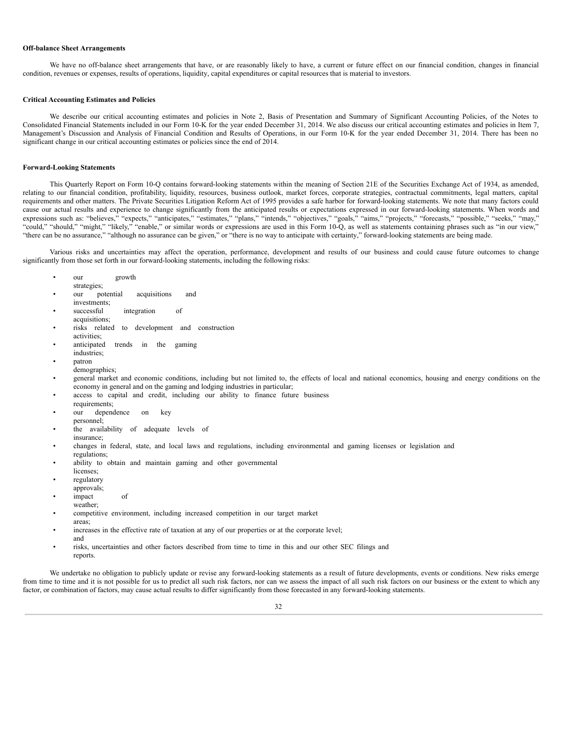**Off-balance Sheet Arrangements**

We have no off-balance sheet arrangements that have, or are reasonably likely to have, a current or future effect on our financial condition, changes in financial condition, revenues or expenses, results of operations, liquidity, capital expenditures or capital resources that is material to investors.

**Critical Accounting Estimates and Policies**

We describe our critical accounting estimates and policies in Note 2, Basis of Presentation and Summary of Significant Accounting Policies, of the Notes to Consolidated Financial Statements included in our Form 10-K for the year ended December 31, 2014. We also discuss our critical accounting estimates and policies in Item 7, Management's Discussion and Analysis of Financial Condition and Results of Operations, in our Form 10-K for the year ended December 31, 2014. There has been no significant change in our critical accounting estimates or policies since the end of 2014.

**Forward-Looking Statements**

This Quarterly Report on Form 10-Q contains forward-looking statements within the meaning of Section 21E of the Securities Exchange Act of 1934, as amended, relating to our financial condition, profitability, liquidity, resources, business outlook, market forces, corporate strategies, contractual commitments, legal matters, capital requirements and other matters. The Private Securities Litigation Reform Act of 1995 provides a safe harbor for forward-looking statements. We note that many factors could cause our actual results and experience to change significantly from the anticipated results or expectations expressed in our forward-looking statements. When words and expressions such as: "believes," "expects," "anticipates," "estimates," "plans," "intends," "objectives," "goals," "aims," "projects," "forecasts," "possible," "seeks," "may," "could," "should," "might," "likely," "enable," or similar words or expressions are used in this Form 10-Q, as well as statements containing phrases such as "in our view," "there can be no assurance," "although no assurance can be given," or "there is no way to anticipate with certainty," forward-looking statements are being made.

Various risks and uncertainties may affect the operation, performance, development and results of our business and could cause future outcomes to change significantly from those set forth in our forward-looking statements, including the following risks:

- our growth strategies;
- our potential acquisitions and investments;
- successful integration of acquisitions;
- risks related to development and construction activities;
- anticipated trends in the gaming industries;
- patron demographics;
- general market and economic conditions, including but not limited to, the effects of local and national economics, housing and energy conditions on the economy in general and on the gaming and lodging industries in particular;
- access to capital and credit, including our ability to finance future business requirements;
- our dependence on key personnel;
- the availability of adequate levels of insurance;
- changes in federal, state, and local laws and regulations, including environmental and gaming licenses or legislation and regulations;
- ability to obtain and maintain gaming and other governmental licenses;
- regulatory approvals;
- impact of weather;
- competitive environment, including increased competition in our target market areas;
- increases in the effective rate of taxation at any of our properties or at the corporate level; and
- risks, uncertainties and other factors described from time to time in this and our other SEC filings and reports.

We undertake no obligation to publicly update or revise any forward-looking statements as a result of future developments, events or conditions. New risks emerge from time to time and it is not possible for us to predict all such risk factors, nor can we assess the impact of all such risk factors on our business or the extent to which any factor, or combination of factors, may cause actual results to differ significantly from those forecasted in any forward-looking statements.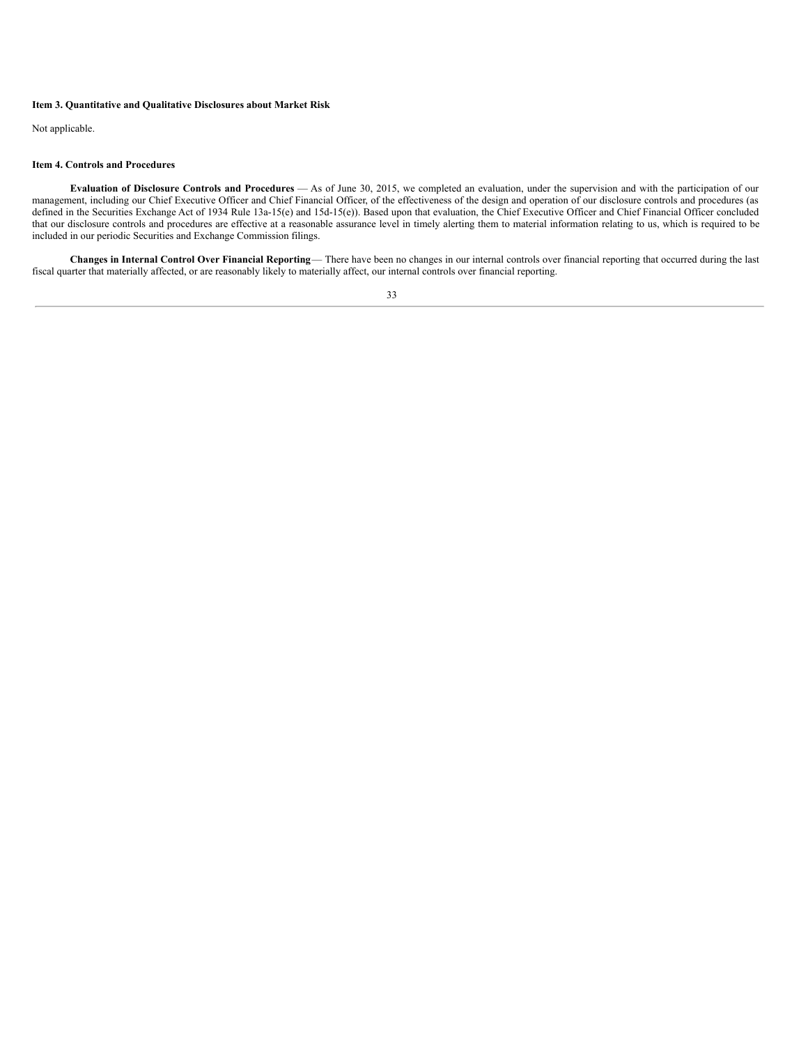**Item 3. Quantitative and Qualitative Disclosures about Market Risk**

Not applicable.

**Item 4. Controls and Procedures**

**Evaluation of Disclosure Controls and Procedures** — As of June 30, 2015, we completed an evaluation, under the supervision and with the participation of our management, including our Chief Executive Officer and Chief Financial Officer, of the effectiveness of the design and operation of our disclosure controls and procedures (as defined in the Securities Exchange Act of 1934 Rule 13a-15(e) and 15d-15(e)). Based upon that evaluation, the Chief Executive Officer and Chief Financial Officer concluded that our disclosure controls and procedures are effective at a reasonable assurance level in timely alerting them to material information relating to us, which is required to be included in our periodic Securities and Exchange Commission filings.

**Changes in Internal Control Over Financial Reporting**— There have been no changes in our internal controls over financial reporting that occurred during the last fiscal quarter that materially affected, or are reasonably likely to materially affect, our internal controls over financial reporting.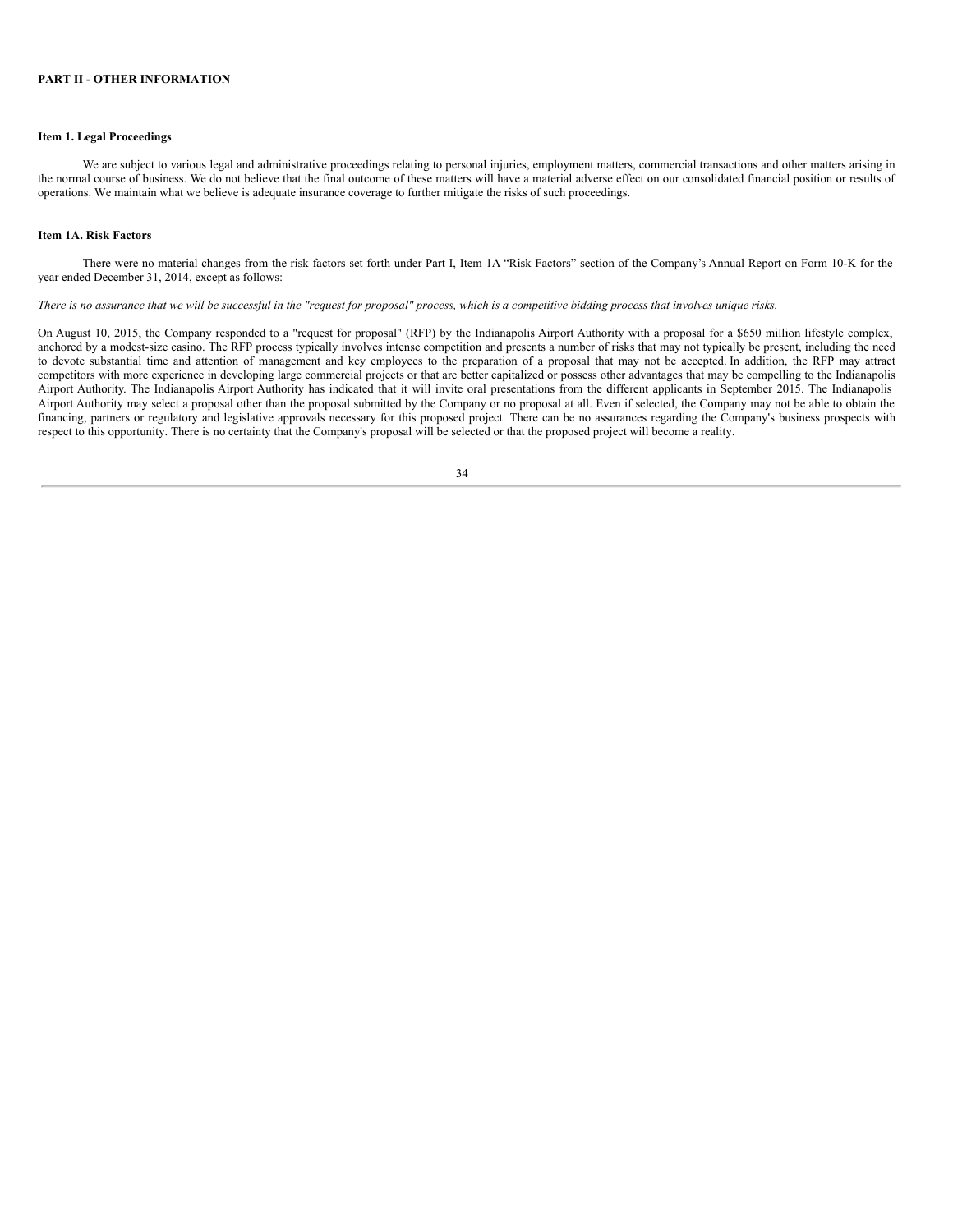**PART II - OTHER INFORMATION**

**Item 1. Legal Proceedings**

We are subject to various legal and administrative proceedings relating to personal injuries, employment matters, commercial transactions and other matters arising in the normal course of business. We do not believe that the final outcome of these matters will have a material adverse effect on our consolidated financial position or results of operations. We maintain what we believe is adequate insurance coverage to further mitigate the risks of such proceedings.

**Item 1A. Risk Factors**

There were no material changes from the risk factors set forth under Part I, Item 1A "Risk Factors" section of the Company's Annual Report on Form 10-K for the year ended December 31, 2014, except as follows:

*There is no assurance that we will be successful in the "request for proposal" process, which is a competitive bidding process that involves unique risks.*

On August 10, 2015, the Company responded to a "request for proposal" (RFP) by the Indianapolis Airport Authority with a proposal for a $650 million lifestyle complex, anchored by a modest-size casino. The RFP process typically involves intense competition and presents a number of risks that may not typically be present, including the need to devote substantial time and attention of management and key employees to the preparation of a proposal that may not be accepted. In addition, the RFP may attract competitors with more experience in developing large commercial projects or that are better capitalized or possess other advantages that may be compelling to the Indianapolis Airport Authority. The Indianapolis Airport Authority has indicated that it will invite oral presentations from the different applicants in September 2015. The Indianapolis Airport Authority may select a proposal other than the proposal submitted by the Company or no proposal at all. Even if selected, the Company may not be able to obtain the financing, partners or regulatory and legislative approvals necessary for this proposed project. There can be no assurances regarding the Company's business prospects with respect to this opportunity. There is no certainty that the Company's proposal will be selected or that the proposed project will become a reality.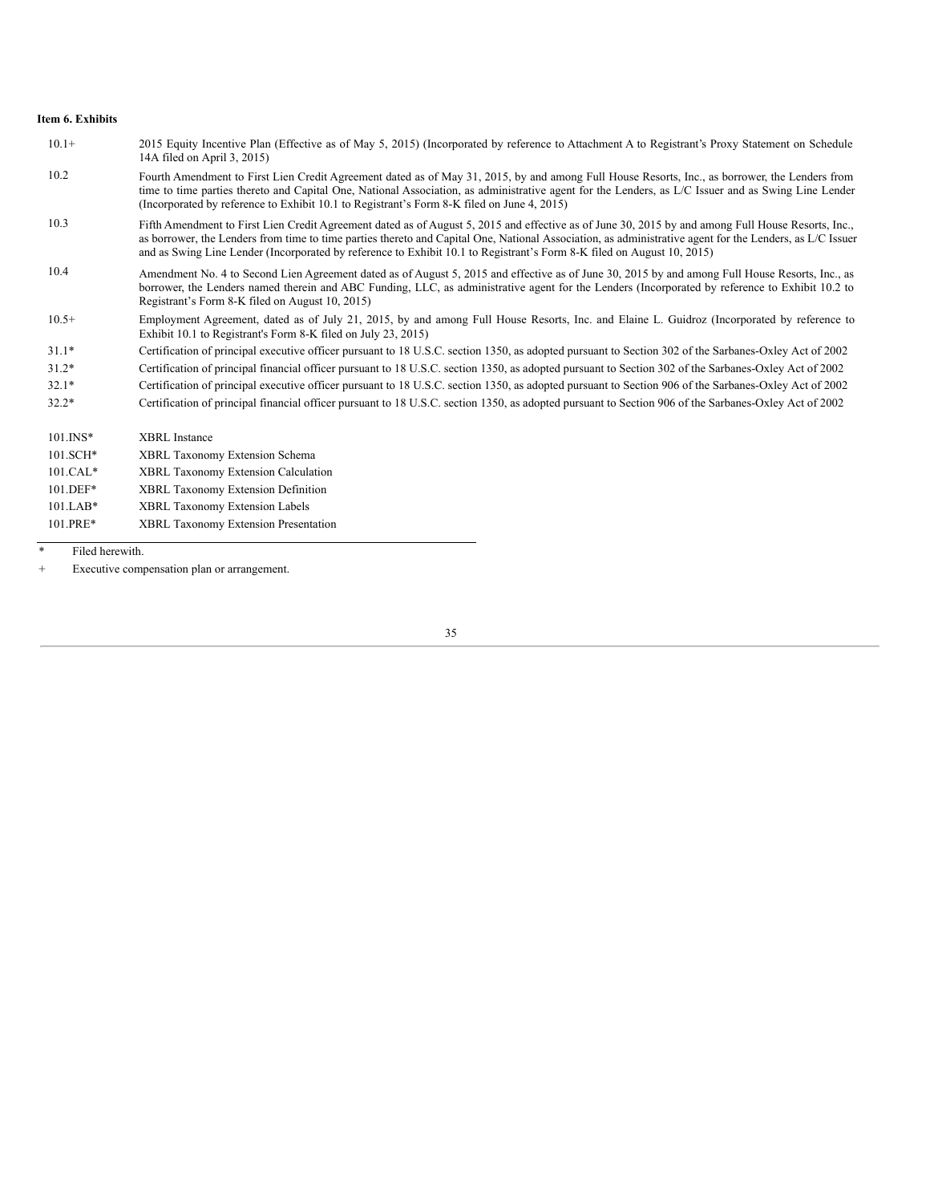**Item 6. Exhibits**

| | |
|---|---|
| 10.1+ | 2015 Equity Incentive Plan (Effective as of May 5, 2015) (Incorporated by reference to Attachment A to Registrant's Proxy Statement on Schedule 14A filed on April 3, 2015) |
| 10.2 | Fourth Amendment to First Lien Credit Agreement dated as of May 31, 2015, by and among Full House Resorts, Inc., as borrower, the Lenders from time to time parties thereto and Capital One, National Association, as administrative agent for the Lenders, as L/C Issuer and as Swing Line Lender (Incorporated by reference to Exhibit 10.1 to Registrant's Form 8-K filed on June 4, 2015) |
| 10.3 | Fifth Amendment to First Lien Credit Agreement dated as of August 5, 2015 and effective as of June 30, 2015 by and among Full House Resorts, Inc., as borrower, the Lenders from time to time parties thereto and Capital One, National Association, as administrative agent for the Lenders, as L/C Issuer and as Swing Line Lender (Incorporated by reference to Exhibit 10.1 to Registrant's Form 8-K filed on August 10, 2015) |
| 10.4 | Amendment No. 4 to Second Lien Agreement dated as of August 5, 2015 and effective as of June 30, 2015 by and among Full House Resorts, Inc., as borrower, the Lenders named therein and ABC Funding, LLC, as administrative agent for the Lenders (Incorporated by reference to Exhibit 10.2 to Registrant's Form 8-K filed on August 10, 2015) |
| 10.5+ | Employment Agreement, dated as of July 21, 2015, by and among Full House Resorts, Inc. and Elaine L. Guidroz (Incorporated by reference to Exhibit 10.1 to Registrant's Form 8-K filed on July 23, 2015) |
| 31.1* | Certification of principal executive officer pursuant to 18 U.S.C. section 1350, as adopted pursuant to Section 302 of the Sarbanes-Oxley Act of 2002 |
| 31.2* | Certification of principal financial officer pursuant to 18 U.S.C. section 1350, as adopted pursuant to Section 302 of the Sarbanes-Oxley Act of 2002 |
| 32.1* | Certification of principal executive officer pursuant to 18 U.S.C. section 1350, as adopted pursuant to Section 906 of the Sarbanes-Oxley Act of 2002 |
| 32.2* | Certification of principal financial officer pursuant to 18 U.S.C. section 1350, as adopted pursuant to Section 906 of the Sarbanes-Oxley Act of 2002 |
| 101.INS* | XBRL Instance |
| 101.SCH* | XBRL Taxonomy Extension Schema |
| 101.CAL* | XBRL Taxonomy Extension Calculation |
| 101.DEF* | XBRL Taxonomy Extension Definition |
| 101.LAB* | XBRL Taxonomy Extension Labels |
| 101.PRE* | XBRL Taxonomy Extension Presentation |

---

\* Filed herewith.

\+ Executive compensation plan or arrangement.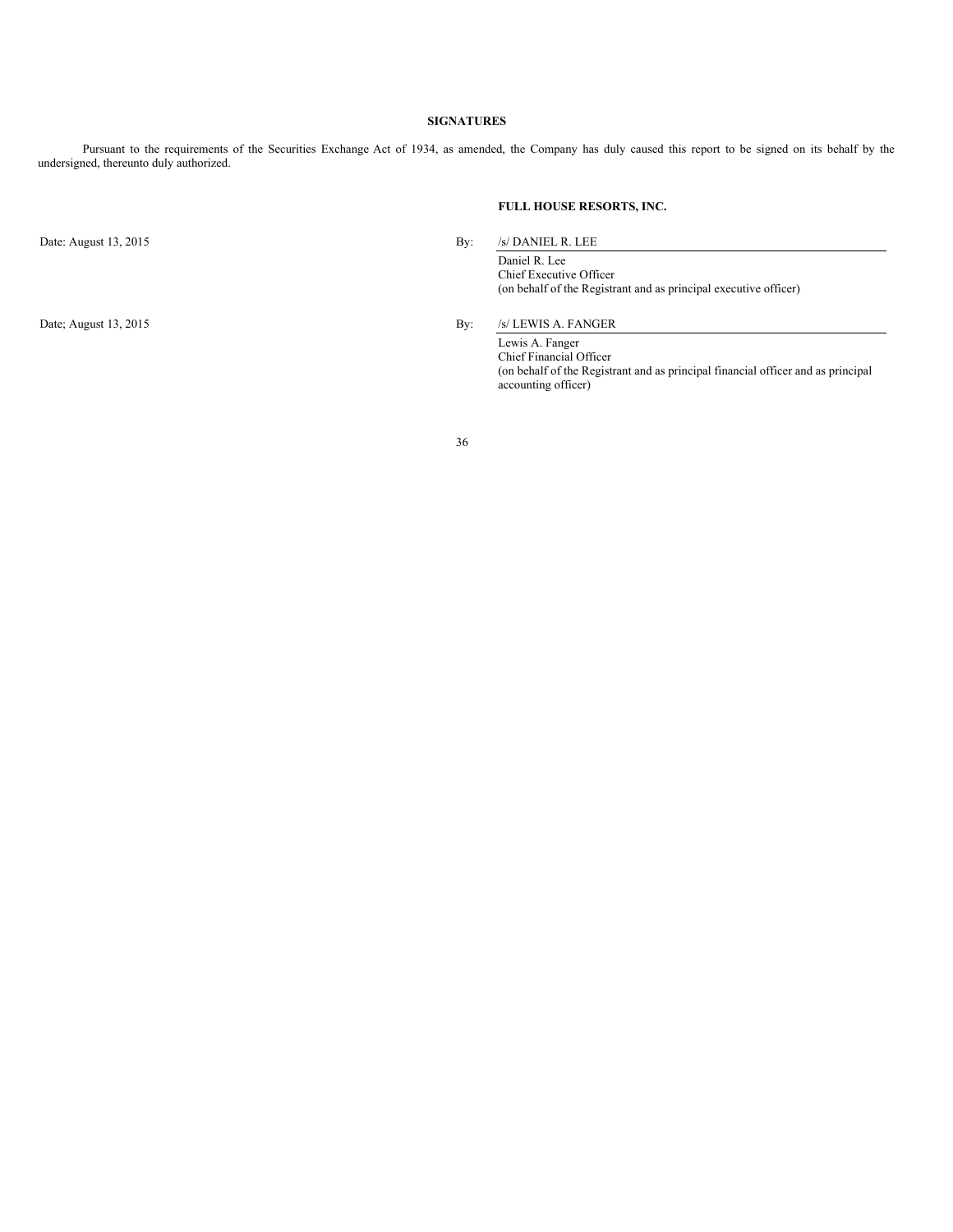## SIGNATURES

Pursuant to the requirements of the Securities Exchange Act of 1934, as amended, the Company has duly caused this report to be signed on its behalf by the undersigned, thereunto duly authorized.

**FULL HOUSE RESORTS, INC.**

Date: August 13, 2015

By: /s/ DANIEL R. LEE

Daniel R. Lee
Chief Executive Officer
(on behalf of the Registrant and as principal executive officer)

Date; August 13, 2015

By: /s/ LEWIS A. FANGER

Lewis A. Fanger
Chief Financial Officer
(on behalf of the Registrant and as principal financial officer and as principal accounting officer)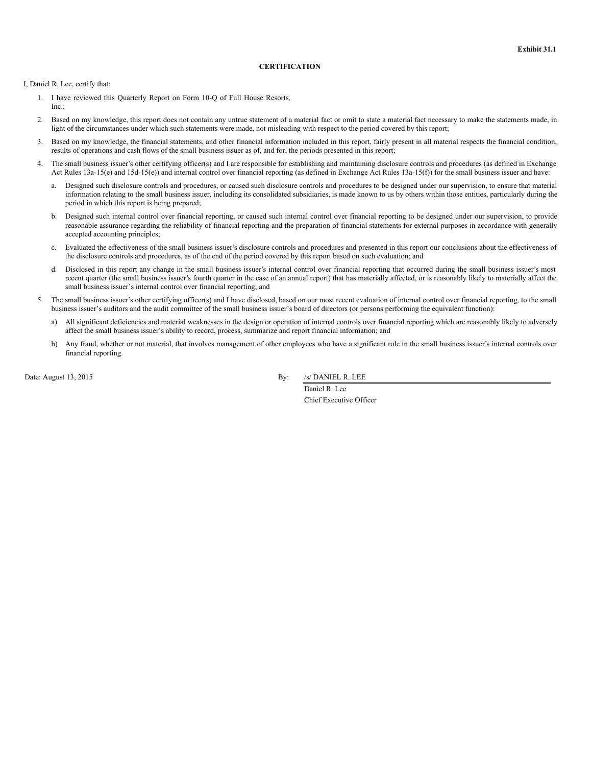**Exhibit 31.1**

**CERTIFICATION**

I, Daniel R. Lee, certify that:

1. I have reviewed this Quarterly Report on Form 10-Q of Full House Resorts, Inc.;
2. Based on my knowledge, this report does not contain any untrue statement of a material fact or omit to state a material fact necessary to make the statements made, in light of the circumstances under which such statements were made, not misleading with respect to the period covered by this report;
3. Based on my knowledge, the financial statements, and other financial information included in this report, fairly present in all material respects the financial condition, results of operations and cash flows of the small business issuer as of, and for, the periods presented in this report;
4. The small business issuer's other certifying officer(s) and I are responsible for establishing and maintaining disclosure controls and procedures (as defined in Exchange Act Rules 13a-15(e) and 15d-15(e)) and internal control over financial reporting (as defined in Exchange Act Rules 13a-15(f)) for the small business issuer and have:
   a. Designed such disclosure controls and procedures, or caused such disclosure controls and procedures to be designed under our supervision, to ensure that material information relating to the small business issuer, including its consolidated subsidiaries, is made known to us by others within those entities, particularly during the period in which this report is being prepared;
   b. Designed such internal control over financial reporting, or caused such internal control over financial reporting to be designed under our supervision, to provide reasonable assurance regarding the reliability of financial reporting and the preparation of financial statements for external purposes in accordance with generally accepted accounting principles;
   c. Evaluated the effectiveness of the small business issuer's disclosure controls and procedures and presented in this report our conclusions about the effectiveness of the disclosure controls and procedures, as of the end of the period covered by this report based on such evaluation; and
   d. Disclosed in this report any change in the small business issuer's internal control over financial reporting that occurred during the small business issuer's most recent quarter (the small business issuer's fourth quarter in the case of an annual report) that has materially affected, or is reasonably likely to materially affect the small business issuer's internal control over financial reporting; and
5. The small business issuer's other certifying officer(s) and I have disclosed, based on our most recent evaluation of internal control over financial reporting, to the small business issuer's auditors and the audit committee of the small business issuer's board of directors (or persons performing the equivalent function):
   a) All significant deficiencies and material weaknesses in the design or operation of internal controls over financial reporting which are reasonably likely to adversely affect the small business issuer's ability to record, process, summarize and report financial information; and
   b) Any fraud, whether or not material, that involves management of other employees who have a significant role in the small business issuer's internal controls over financial reporting.

Date: August 13, 2015

By: /s/ DANIEL R. LEE
Daniel R. Lee
Chief Executive Officer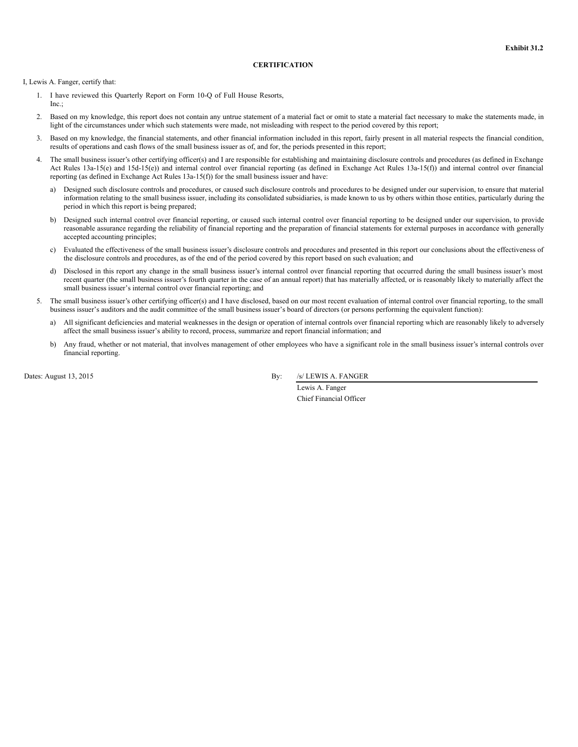**Exhibit 31.2**

**CERTIFICATION**

I, Lewis A. Fanger, certify that:

1. I have reviewed this Quarterly Report on Form 10-Q of Full House Resorts, Inc.;
2. Based on my knowledge, this report does not contain any untrue statement of a material fact or omit to state a material fact necessary to make the statements made, in light of the circumstances under which such statements were made, not misleading with respect to the period covered by this report;
3. Based on my knowledge, the financial statements, and other financial information included in this report, fairly present in all material respects the financial condition, results of operations and cash flows of the small business issuer as of, and for, the periods presented in this report;
4. The small business issuer's other certifying officer(s) and I are responsible for establishing and maintaining disclosure controls and procedures (as defined in Exchange Act Rules 13a-15(e) and 15d-15(e)) and internal control over financial reporting (as defined in Exchange Act Rules 13a-15(f)) and internal control over financial reporting (as defined in Exchange Act Rules 13a-15(f)) for the small business issuer and have:
   a) Designed such disclosure controls and procedures, or caused such disclosure controls and procedures to be designed under our supervision, to ensure that material information relating to the small business issuer, including its consolidated subsidiaries, is made known to us by others within those entities, particularly during the period in which this report is being prepared;
   b) Designed such internal control over financial reporting, or caused such internal control over financial reporting to be designed under our supervision, to provide reasonable assurance regarding the reliability of financial reporting and the preparation of financial statements for external purposes in accordance with generally accepted accounting principles;
   c) Evaluated the effectiveness of the small business issuer's disclosure controls and procedures and presented in this report our conclusions about the effectiveness of the disclosure controls and procedures, as of the end of the period covered by this report based on such evaluation; and
   d) Disclosed in this report any change in the small business issuer's internal control over financial reporting that occurred during the small business issuer's most recent quarter (the small business issuer's fourth quarter in the case of an annual report) that has materially affected, or is reasonably likely to materially affect the small business issuer's internal control over financial reporting; and
5. The small business issuer's other certifying officer(s) and I have disclosed, based on our most recent evaluation of internal control over financial reporting, to the small business issuer's auditors and the audit committee of the small business issuer's board of directors (or persons performing the equivalent function):
   a) All significant deficiencies and material weaknesses in the design or operation of internal controls over financial reporting which are reasonably likely to adversely affect the small business issuer's ability to record, process, summarize and report financial information; and
   b) Any fraud, whether or not material, that involves management of other employees who have a significant role in the small business issuer's internal controls over financial reporting.

Dates: August 13, 2015

By: /s/ LEWIS A. FANGER
Lewis A. Fanger
Chief Financial Officer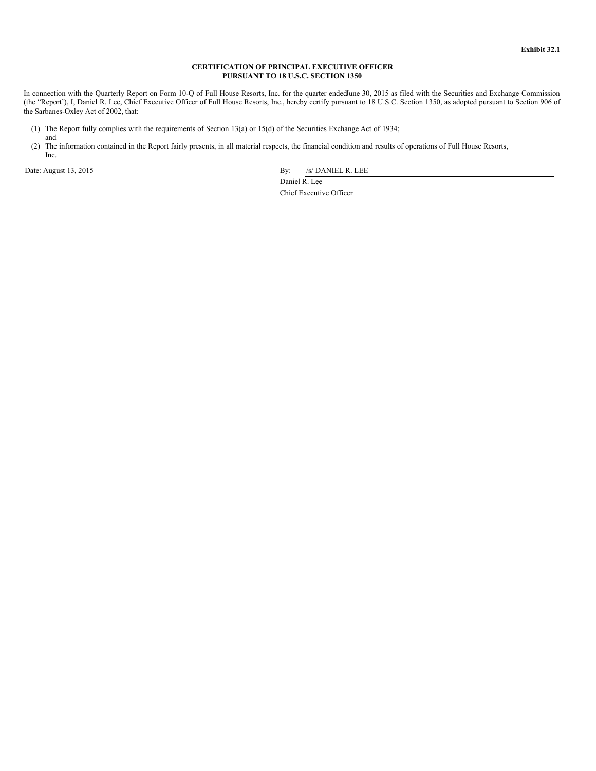**Exhibit 32.1**

**CERTIFICATION OF PRINCIPAL EXECUTIVE OFFICER**
**PURSUANT TO 18 U.S.C. SECTION 1350**

In connection with the Quarterly Report on Form 10-Q of Full House Resorts, Inc. for the quarter ended June 30, 2015 as filed with the Securities and Exchange Commission (the "Report'), I, Daniel R. Lee, Chief Executive Officer of Full House Resorts, Inc., hereby certify pursuant to 18 U.S.C. Section 1350, as adopted pursuant to Section 906 of the Sarbanes-Oxley Act of 2002, that:

(1) The Report fully complies with the requirements of Section 13(a) or 15(d) of the Securities Exchange Act of 1934; and

(2) The information contained in the Report fairly presents, in all material respects, the financial condition and results of operations of Full House Resorts, Inc.

Date: August 13, 2015

By: /s/ DANIEL R. LEE

Daniel R. Lee

Chief Executive Officer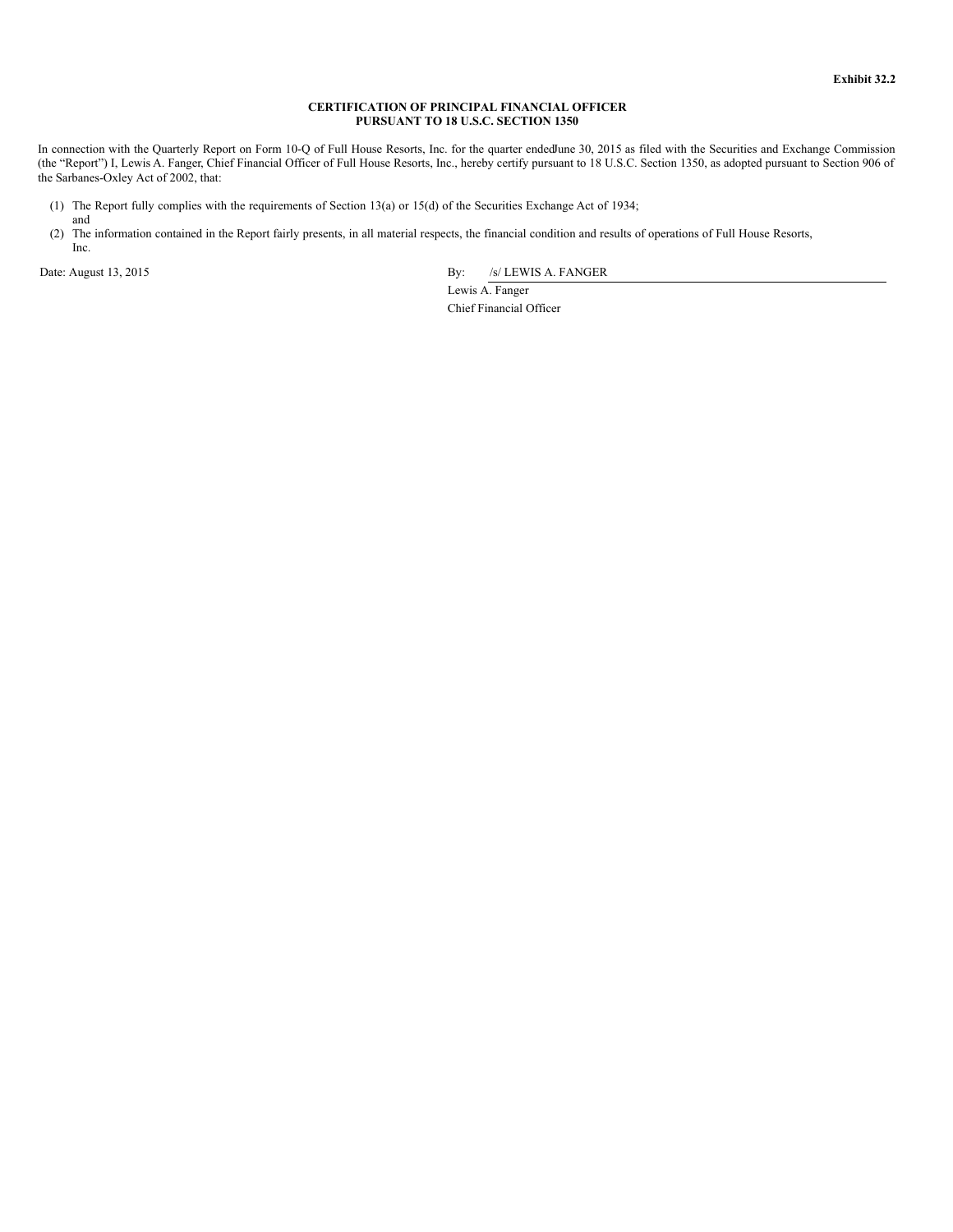**Exhibit 32.2**

**CERTIFICATION OF PRINCIPAL FINANCIAL OFFICER**
**PURSUANT TO 18 U.S.C. SECTION 1350**

In connection with the Quarterly Report on Form 10-Q of Full House Resorts, Inc. for the quarter ended June 30, 2015 as filed with the Securities and Exchange Commission (the "Report") I, Lewis A. Fanger, Chief Financial Officer of Full House Resorts, Inc., hereby certify pursuant to 18 U.S.C. Section 1350, as adopted pursuant to Section 906 of the Sarbanes-Oxley Act of 2002, that:

(1) The Report fully complies with the requirements of Section 13(a) or 15(d) of the Securities Exchange Act of 1934; and

(2) The information contained in the Report fairly presents, in all material respects, the financial condition and results of operations of Full House Resorts, Inc.

Date: August 13, 2015

By: /s/ LEWIS A. FANGER
Lewis A. Fanger
Chief Financial Officer